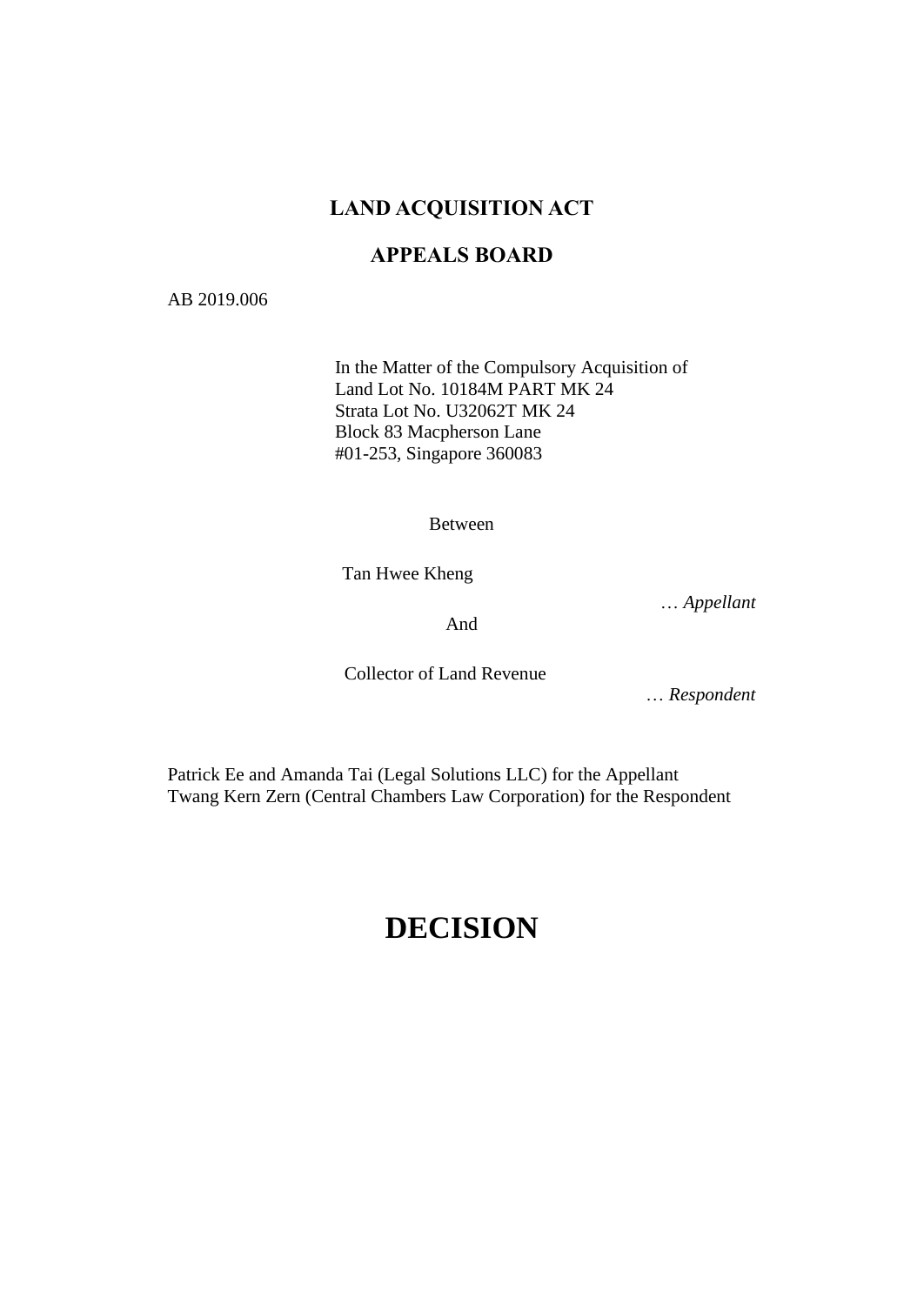# LAND ACQUISITION ACT

## APPEALS BOARD

AB 2019.006

In the Matter of the Compulsory Acquisition of
Land Lot No. 10184M PART MK 24
Strata Lot No. U32062T MK 24
Block 83 Macpherson Lane
#01-253, Singapore 360083

Between

Tan Hwee Kheng

… *Appellant*

And

Collector of Land Revenue

… *Respondent*

Patrick Ee and Amanda Tai (Legal Solutions LLC) for the Appellant
Twang Kern Zern (Central Chambers Law Corporation) for the Respondent

# DECISION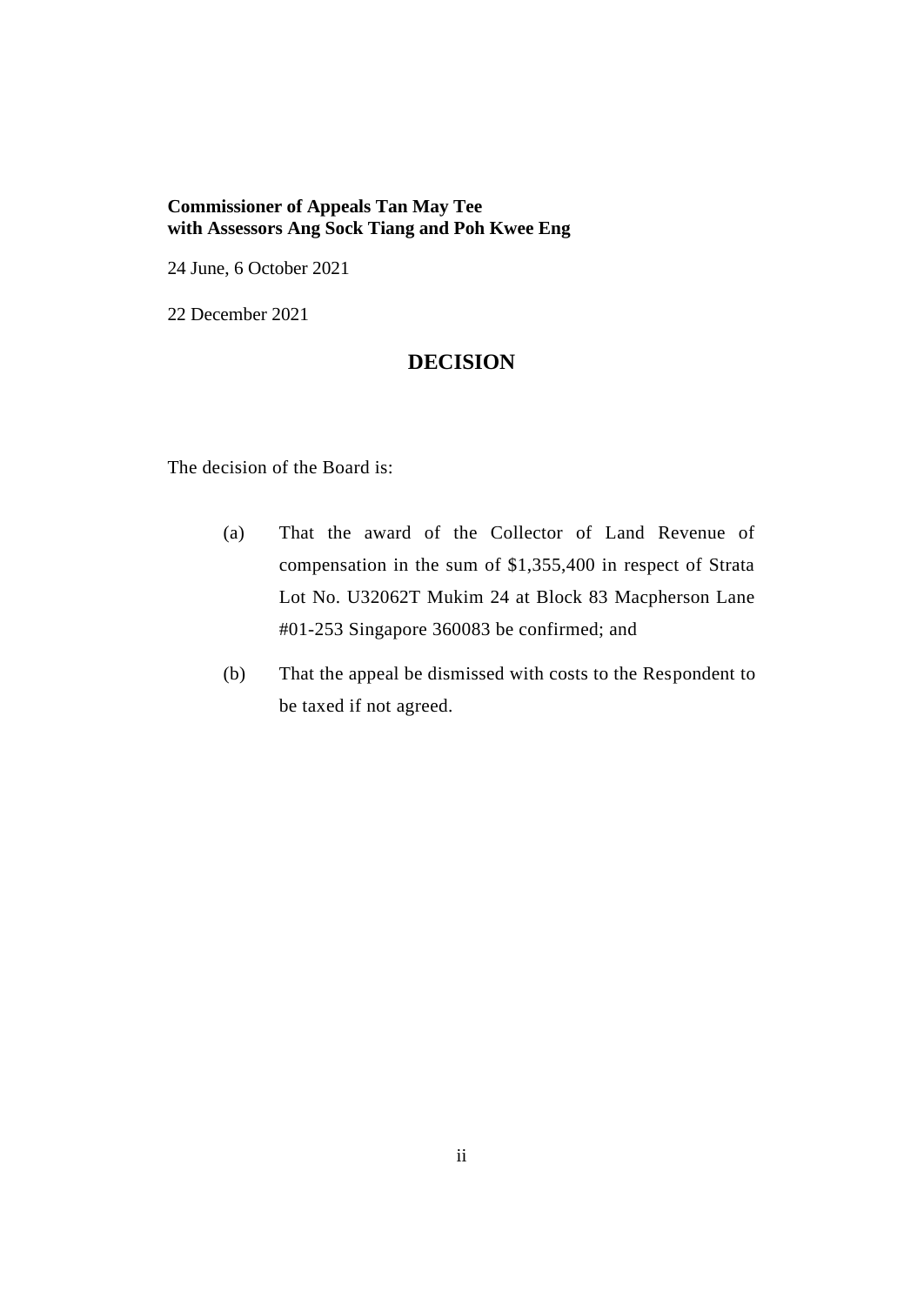**Commissioner of Appeals Tan May Tee**
**with Assessors Ang Sock Tiang and Poh Kwee Eng**

24 June, 6 October 2021

22 December 2021

## DECISION

The decision of the Board is:

(a) That the award of the Collector of Land Revenue of compensation in the sum of $1,355,400 in respect of Strata Lot No. U32062T Mukim 24 at Block 83 Macpherson Lane #01-253 Singapore 360083 be confirmed; and

(b) That the appeal be dismissed with costs to the Respondent to be taxed if not agreed.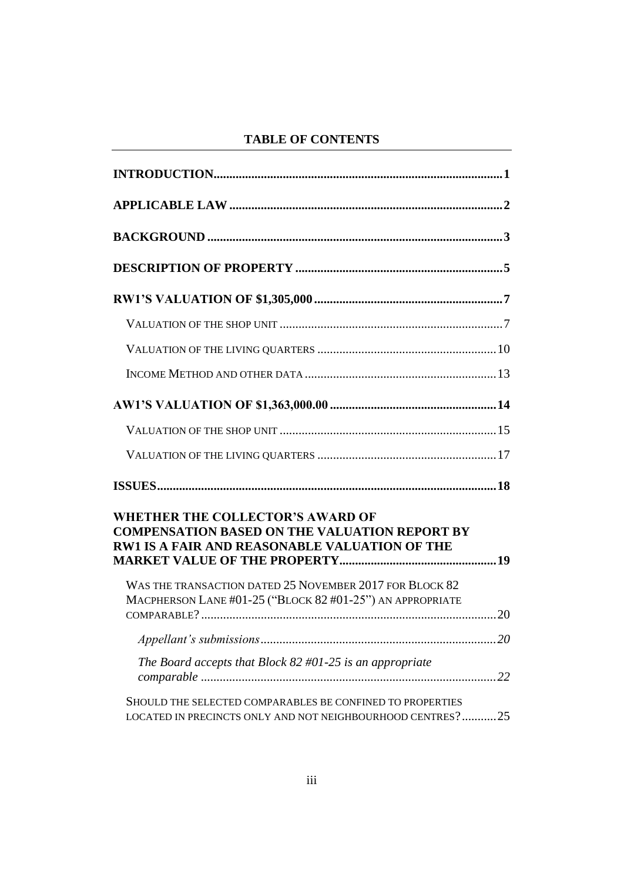**TABLE OF CONTENTS**

**INTRODUCTION** .......... **1**

**APPLICABLE LAW** .......... **2**

**BACKGROUND** .......... **3**

**DESCRIPTION OF PROPERTY** .......... **5**

**RW1'S VALUATION OF $1,305,000** .......... **7**

VALUATION OF THE SHOP UNIT .......... 7

VALUATION OF THE LIVING QUARTERS .......... 10

INCOME METHOD AND OTHER DATA .......... 13

**AW1'S VALUATION OF $1,363,000.00** .......... **14**

VALUATION OF THE SHOP UNIT .......... 15

VALUATION OF THE LIVING QUARTERS .......... 17

**ISSUES** .......... **18**

**WHETHER THE COLLECTOR'S AWARD OF COMPENSATION BASED ON THE VALUATION REPORT BY RW1 IS A FAIR AND REASONABLE VALUATION OF THE MARKET VALUE OF THE PROPERTY** .......... **19**

WAS THE TRANSACTION DATED 25 NOVEMBER 2017 FOR BLOCK 82 MACPHERSON LANE #01-25 ("BLOCK 82 #01-25") AN APPROPRIATE COMPARABLE? .......... 20

*Appellant's submissions* .......... *20*

*The Board accepts that Block 82 #01-25 is an appropriate comparable* .......... *22*

SHOULD THE SELECTED COMPARABLES BE CONFINED TO PROPERTIES LOCATED IN PRECINCTS ONLY AND NOT NEIGHBOURHOOD CENTRES? .......... 25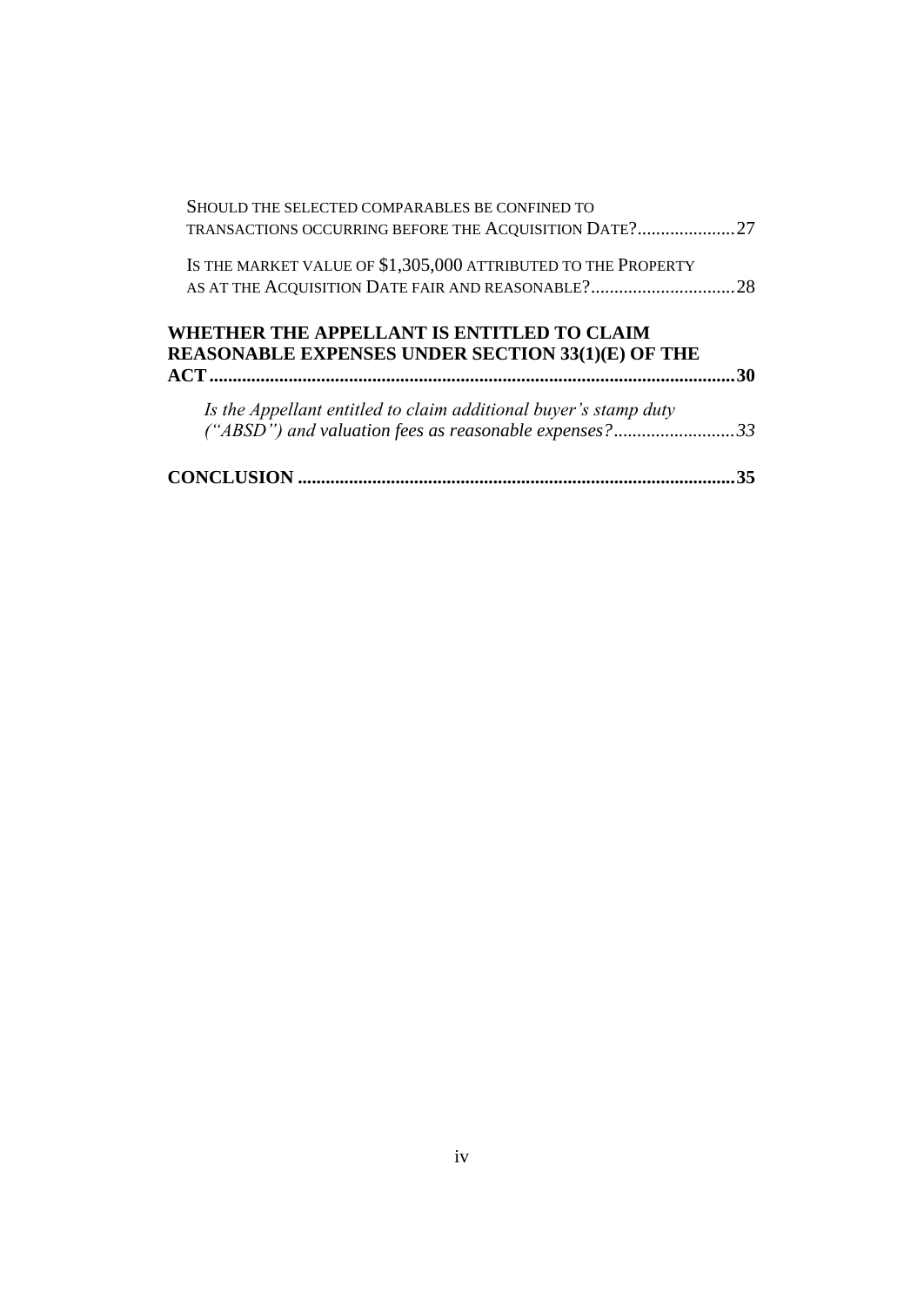SHOULD THE SELECTED COMPARABLES BE CONFINED TO TRANSACTIONS OCCURRING BEFORE THE ACQUISITION DATE? .....................27

IS THE MARKET VALUE OF $1,305,000 ATTRIBUTED TO THE PROPERTY AS AT THE ACQUISITION DATE FAIR AND REASONABLE? ...............................28

**WHETHER THE APPELLANT IS ENTITLED TO CLAIM REASONABLE EXPENSES UNDER SECTION 33(1)(E) OF THE ACT .....................................................................................................30**

*Is the Appellant entitled to claim additional buyer's stamp duty ("ABSD") and valuation fees as reasonable expenses? ..........................33*

**CONCLUSION ............................................................................................35**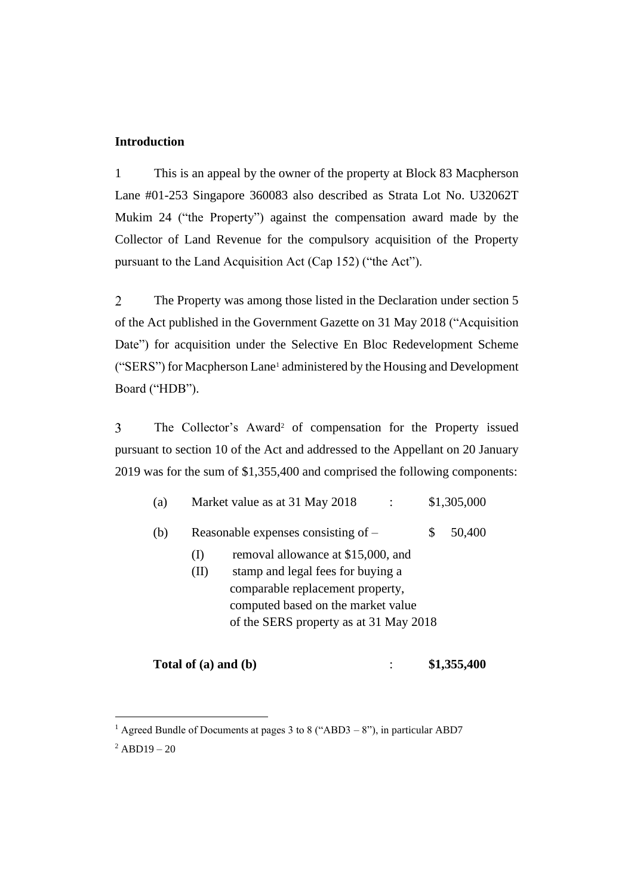**Introduction**

1 This is an appeal by the owner of the property at Block 83 Macpherson Lane #01-253 Singapore 360083 also described as Strata Lot No. U32062T Mukim 24 ("the Property") against the compensation award made by the Collector of Land Revenue for the compulsory acquisition of the Property pursuant to the Land Acquisition Act (Cap 152) ("the Act").

2 The Property was among those listed in the Declaration under section 5 of the Act published in the Government Gazette on 31 May 2018 ("Acquisition Date") for acquisition under the Selective En Bloc Redevelopment Scheme ("SERS") for Macpherson Lane[1] administered by the Housing and Development Board ("HDB").

3 The Collector's Award[2] of compensation for the Property issued pursuant to section 10 of the Act and addressed to the Appellant on 20 January 2019 was for the sum of $1,355,400 and comprised the following components:

| | | | |
|---|---|---|---|
| (a) | Market value as at 31 May 2018 | : | $1,305,000 |
| (b) | Reasonable expenses consisting of –<br>(I) removal allowance at $15,000, and<br>(II) stamp and legal fees for buying a comparable replacement property, computed based on the market value of the SERS property as at 31 May 2018 | | $ 50,400 |
| | **Total of (a) and (b)** | : | **$1,355,400** |

---

[1] Agreed Bundle of Documents at pages 3 to 8 ("ABD3 – 8"), in particular ABD7

[2] ABD19 – 20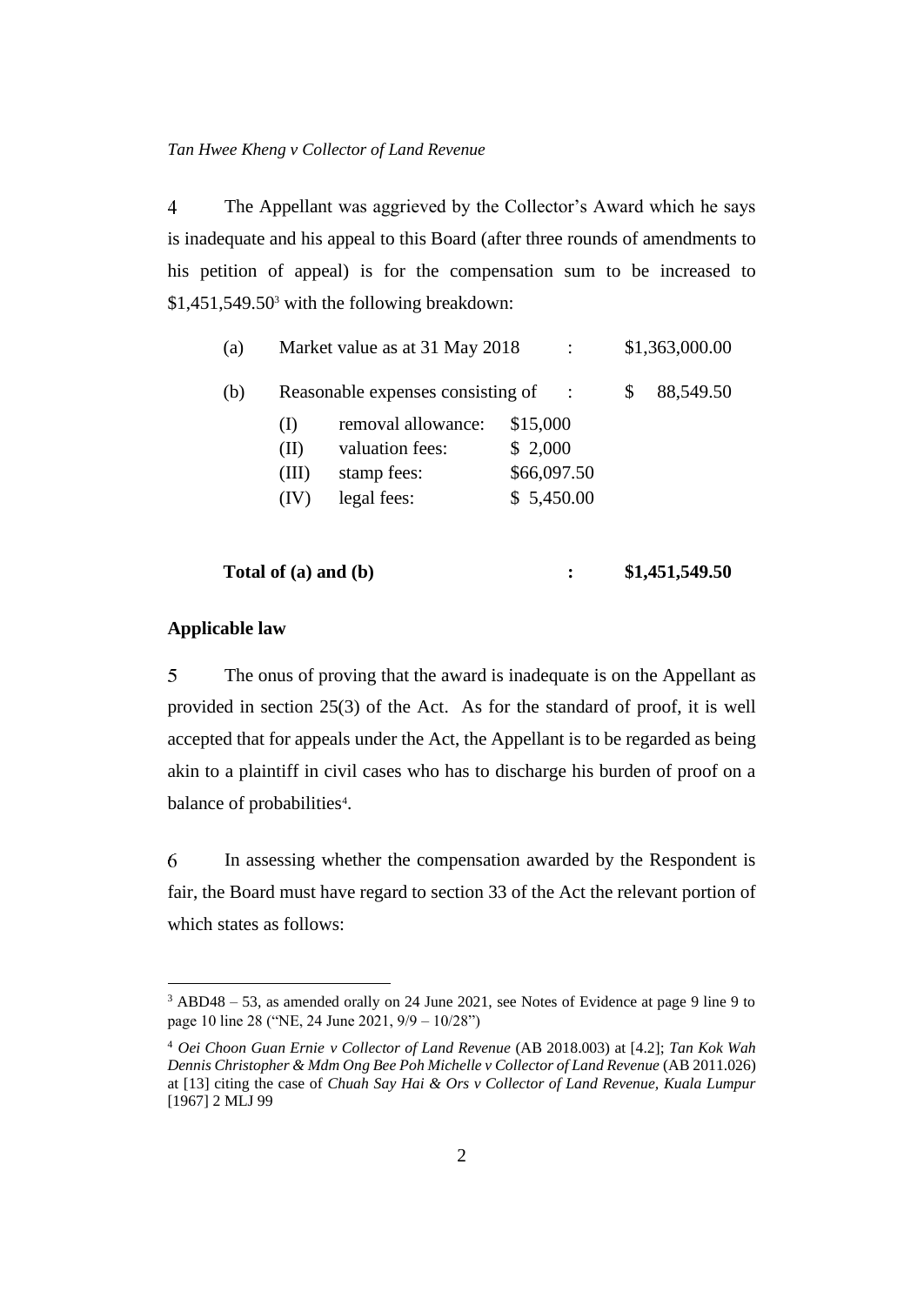4 The Appellant was aggrieved by the Collector's Award which he says is inadequate and his appeal to this Board (after three rounds of amendments to his petition of appeal) is for the compensation sum to be increased to $1,451,549.50[3] with the following breakdown:

| | | | | | |
|---|---|---|---|---|---|
| (a) | Market value as at 31 May 2018 | | | : | $1,363,000.00 |
| (b) | Reasonable expenses consisting of | | | : | $ 88,549.50 |
| | (I) | removal allowance: | $15,000 | | |
| | (II) | valuation fees: | $ 2,000 | | |
| | (III) | stamp fees: | $66,097.50 | | |
| | (IV) | legal fees: | $ 5,450.00 | | |
| **Total of (a) and (b)** | | | | **:** | **$1,451,549.50** |

## Applicable law

5 The onus of proving that the award is inadequate is on the Appellant as provided in section 25(3) of the Act. As for the standard of proof, it is well accepted that for appeals under the Act, the Appellant is to be regarded as being akin to a plaintiff in civil cases who has to discharge his burden of proof on a balance of probabilities[4].

6 In assessing whether the compensation awarded by the Respondent is fair, the Board must have regard to section 33 of the Act the relevant portion of which states as follows:

---

[3] ABD48 – 53, as amended orally on 24 June 2021, see Notes of Evidence at page 9 line 9 to page 10 line 28 ("NE, 24 June 2021, 9/9 – 10/28")

[4] *Oei Choon Guan Ernie v Collector of Land Revenue* (AB 2018.003) at [4.2]; *Tan Kok Wah Dennis Christopher & Mdm Ong Bee Poh Michelle v Collector of Land Revenue* (AB 2011.026) at [13] citing the case of *Chuah Say Hai & Ors v Collector of Land Revenue, Kuala Lumpur* [1967] 2 MLJ 99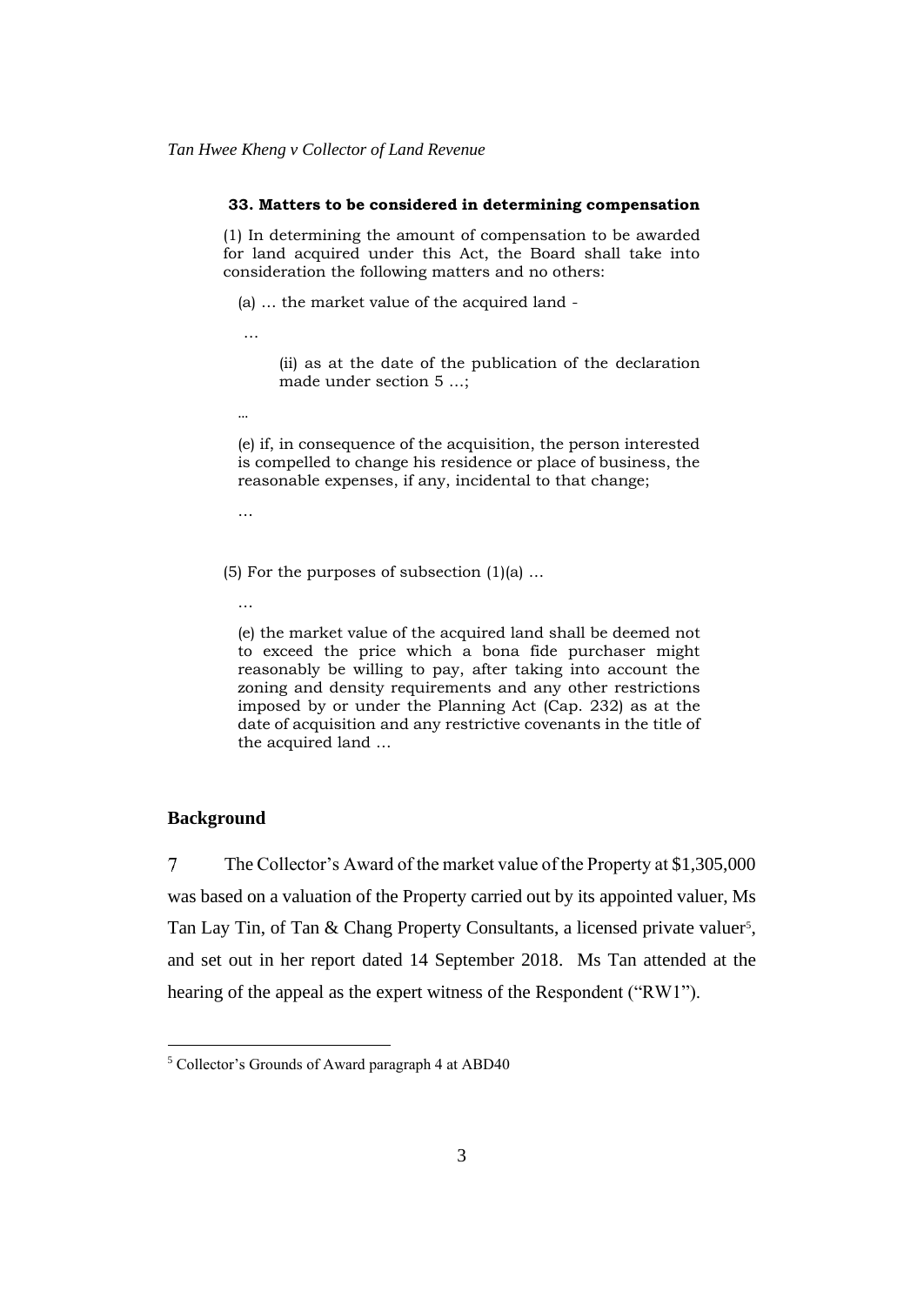**33. Matters to be considered in determining compensation**

(1) In determining the amount of compensation to be awarded for land acquired under this Act, the Board shall take into consideration the following matters and no others:

(a) … the market value of the acquired land -

…

(ii) as at the date of the publication of the declaration made under section 5 …;

…

(e) if, in consequence of the acquisition, the person interested is compelled to change his residence or place of business, the reasonable expenses, if any, incidental to that change;

…

(5) For the purposes of subsection (1)(a) …

…

(e) the market value of the acquired land shall be deemed not to exceed the price which a bona fide purchaser might reasonably be willing to pay, after taking into account the zoning and density requirements and any other restrictions imposed by or under the Planning Act (Cap. 232) as at the date of acquisition and any restrictive covenants in the title of the acquired land …

## Background

7 The Collector's Award of the market value of the Property at $1,305,000 was based on a valuation of the Property carried out by its appointed valuer, Ms Tan Lay Tin, of Tan & Chang Property Consultants, a licensed private valuer[5], and set out in her report dated 14 September 2018. Ms Tan attended at the hearing of the appeal as the expert witness of the Respondent ("RW1").

[5] Collector's Grounds of Award paragraph 4 at ABD40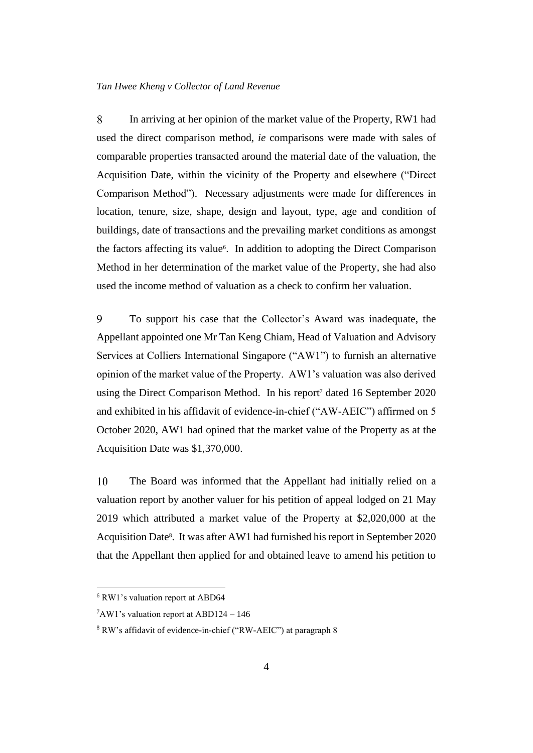8 In arriving at her opinion of the market value of the Property, RW1 had used the direct comparison method, *ie* comparisons were made with sales of comparable properties transacted around the material date of the valuation, the Acquisition Date, within the vicinity of the Property and elsewhere ("Direct Comparison Method"). Necessary adjustments were made for differences in location, tenure, size, shape, design and layout, type, age and condition of buildings, date of transactions and the prevailing market conditions as amongst the factors affecting its value[6]. In addition to adopting the Direct Comparison Method in her determination of the market value of the Property, she had also used the income method of valuation as a check to confirm her valuation.

9 To support his case that the Collector's Award was inadequate, the Appellant appointed one Mr Tan Keng Chiam, Head of Valuation and Advisory Services at Colliers International Singapore ("AW1") to furnish an alternative opinion of the market value of the Property. AW1's valuation was also derived using the Direct Comparison Method. In his report[7] dated 16 September 2020 and exhibited in his affidavit of evidence-in-chief ("AW-AEIC") affirmed on 5 October 2020, AW1 had opined that the market value of the Property as at the Acquisition Date was $1,370,000.

10 The Board was informed that the Appellant had initially relied on a valuation report by another valuer for his petition of appeal lodged on 21 May 2019 which attributed a market value of the Property at $2,020,000 at the Acquisition Date[8]. It was after AW1 had furnished his report in September 2020 that the Appellant then applied for and obtained leave to amend his petition to

---

[6] RW1's valuation report at ABD64

[7] AW1's valuation report at ABD124 – 146

[8] RW's affidavit of evidence-in-chief ("RW-AEIC") at paragraph 8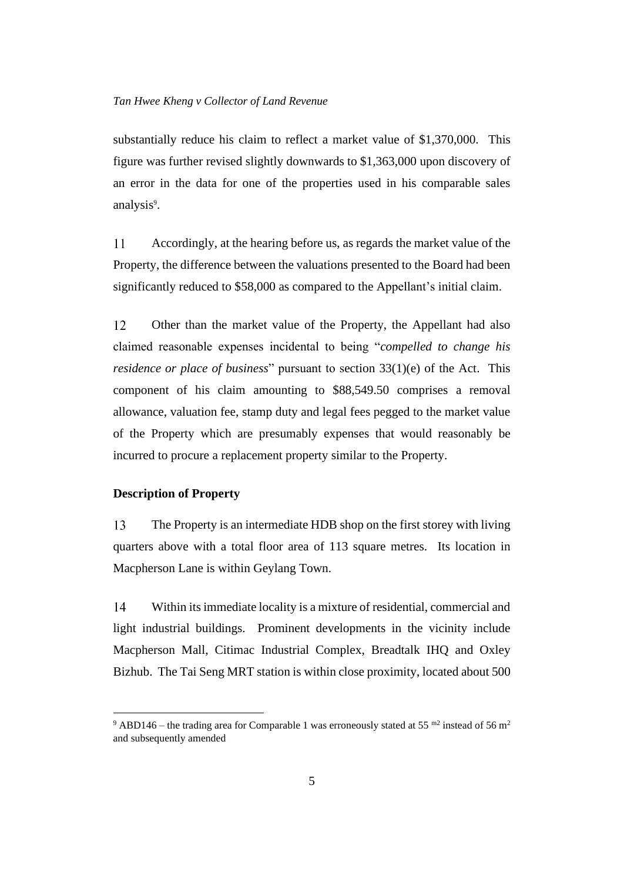substantially reduce his claim to reflect a market value of $1,370,000. This figure was further revised slightly downwards to $1,363,000 upon discovery of an error in the data for one of the properties used in his comparable sales analysis[9].

11 Accordingly, at the hearing before us, as regards the market value of the Property, the difference between the valuations presented to the Board had been significantly reduced to $58,000 as compared to the Appellant's initial claim.

12 Other than the market value of the Property, the Appellant had also claimed reasonable expenses incidental to being "*compelled to change his residence or place of business*" pursuant to section 33(1)(e) of the Act. This component of his claim amounting to $88,549.50 comprises a removal allowance, valuation fee, stamp duty and legal fees pegged to the market value of the Property which are presumably expenses that would reasonably be incurred to procure a replacement property similar to the Property.

**Description of Property**

13 The Property is an intermediate HDB shop on the first storey with living quarters above with a total floor area of 113 square metres. Its location in Macpherson Lane is within Geylang Town.

14 Within its immediate locality is a mixture of residential, commercial and light industrial buildings. Prominent developments in the vicinity include Macpherson Mall, Citimac Industrial Complex, Breadtalk IHQ and Oxley Bizhub. The Tai Seng MRT station is within close proximity, located about 500

---

[9] ABD146 – the trading area for Comparable 1 was erroneously stated at 55 $m^2$ instead of 56 $m^2$ and subsequently amended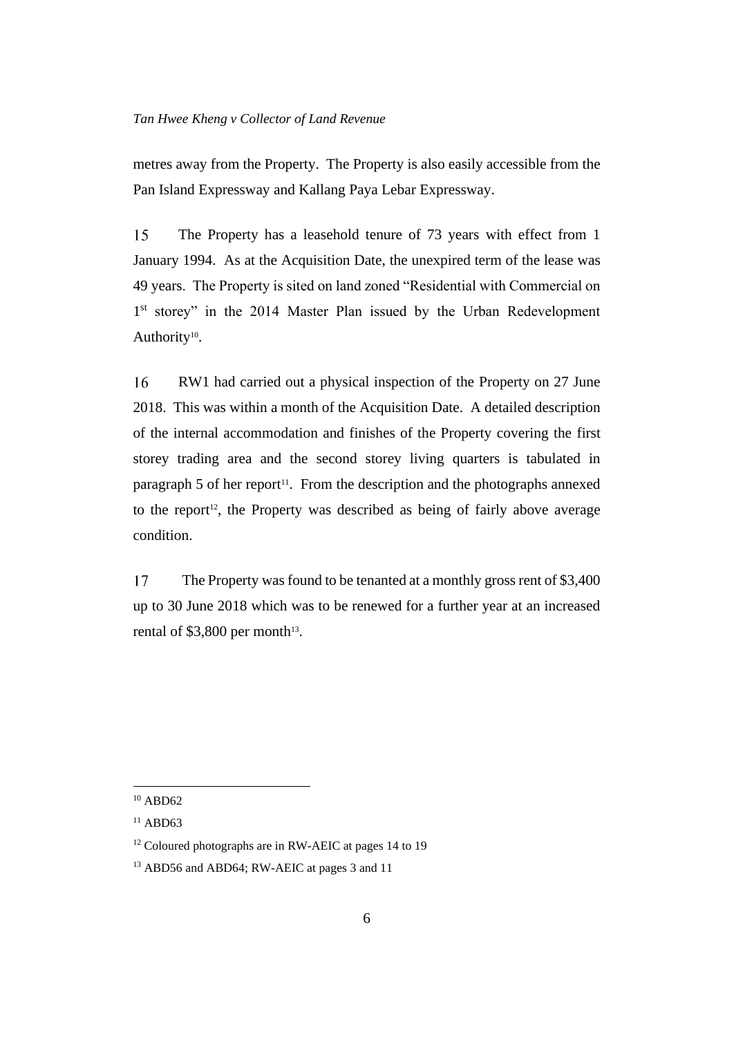metres away from the Property. The Property is also easily accessible from the Pan Island Expressway and Kallang Paya Lebar Expressway.

15 The Property has a leasehold tenure of 73 years with effect from 1 January 1994. As at the Acquisition Date, the unexpired term of the lease was 49 years. The Property is sited on land zoned "Residential with Commercial on 1st storey" in the 2014 Master Plan issued by the Urban Redevelopment Authority[10].

16 RW1 had carried out a physical inspection of the Property on 27 June 2018. This was within a month of the Acquisition Date. A detailed description of the internal accommodation and finishes of the Property covering the first storey trading area and the second storey living quarters is tabulated in paragraph 5 of her report[11]. From the description and the photographs annexed to the report[12], the Property was described as being of fairly above average condition.

17 The Property was found to be tenanted at a monthly gross rent of $3,400 up to 30 June 2018 which was to be renewed for a further year at an increased rental of $3,800 per month[13].

---

[10] ABD62

[11] ABD63

[12] Coloured photographs are in RW-AEIC at pages 14 to 19

[13] ABD56 and ABD64; RW-AEIC at pages 3 and 11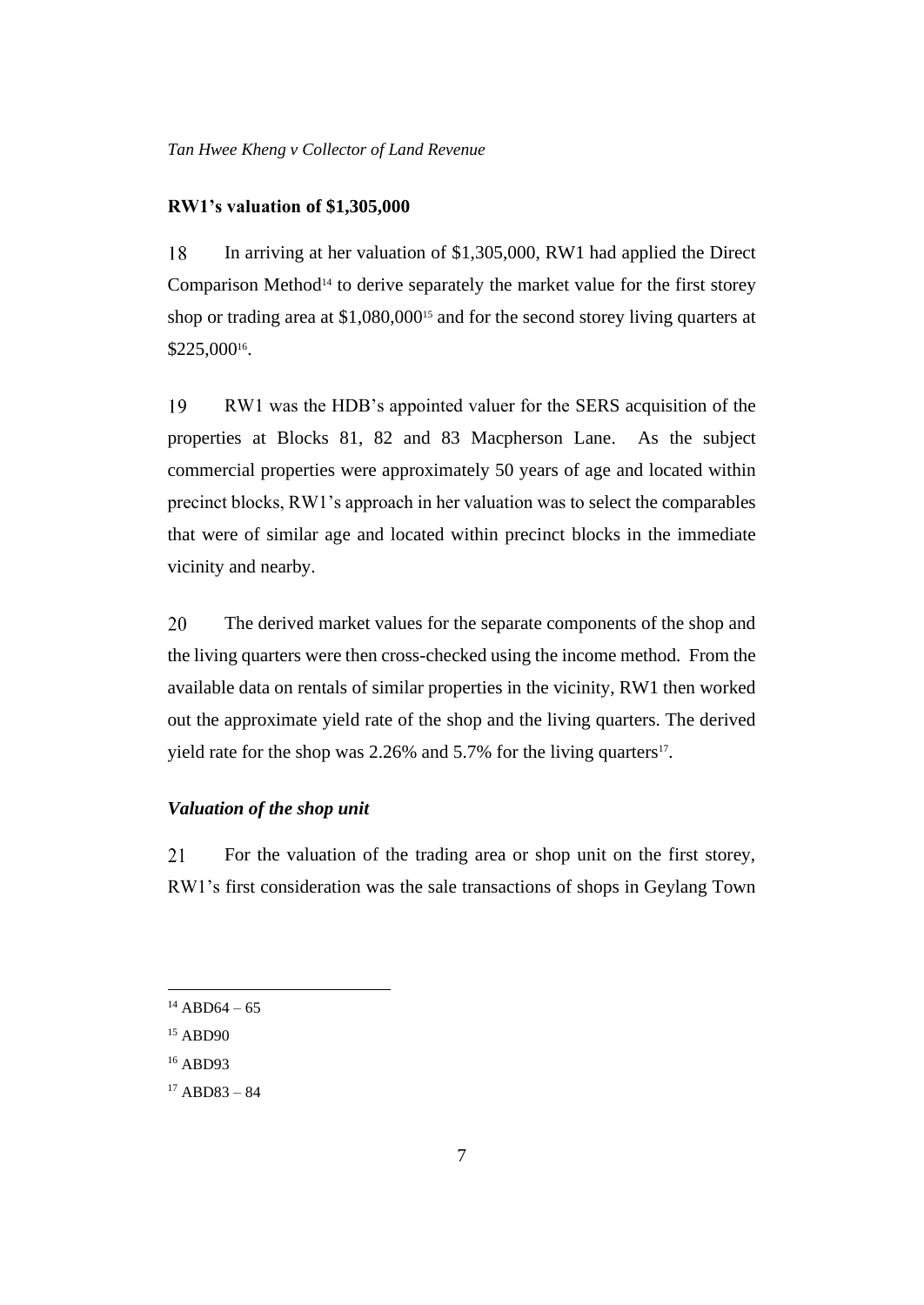**RW1's valuation of $1,305,000**

18 In arriving at her valuation of $1,305,000, RW1 had applied the Direct Comparison Method[14] to derive separately the market value for the first storey shop or trading area at $1,080,000[15] and for the second storey living quarters at $225,000[16].

19 RW1 was the HDB's appointed valuer for the SERS acquisition of the properties at Blocks 81, 82 and 83 Macpherson Lane. As the subject commercial properties were approximately 50 years of age and located within precinct blocks, RW1's approach in her valuation was to select the comparables that were of similar age and located within precinct blocks in the immediate vicinity and nearby.

20 The derived market values for the separate components of the shop and the living quarters were then cross-checked using the income method. From the available data on rentals of similar properties in the vicinity, RW1 then worked out the approximate yield rate of the shop and the living quarters. The derived yield rate for the shop was 2.26% and 5.7% for the living quarters[17].

***Valuation of the shop unit***

21 For the valuation of the trading area or shop unit on the first storey, RW1's first consideration was the sale transactions of shops in Geylang Town

---

[14] ABD64 – 65

[15] ABD90

[16] ABD93

[17] ABD83 – 84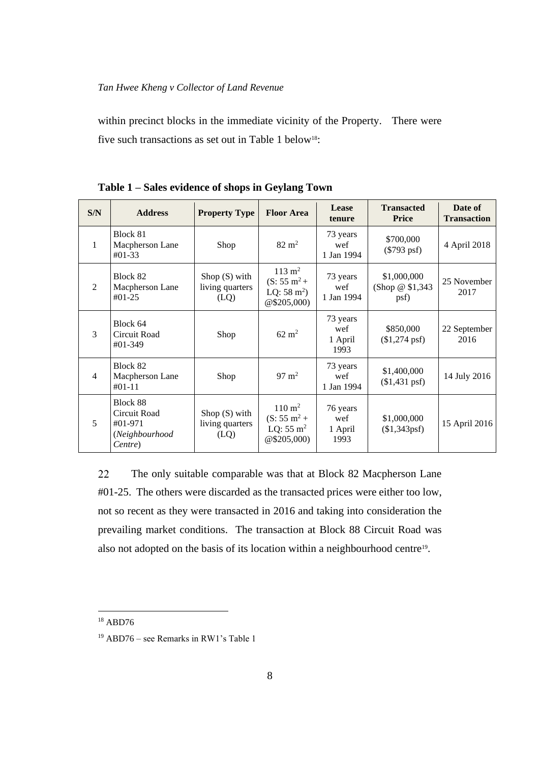within precinct blocks in the immediate vicinity of the Property. There were five such transactions as set out in Table 1 below[18]:

**Table 1 – Sales evidence of shops in Geylang Town**

| S/N | Address | Property Type | Floor Area | Lease tenure | Transacted Price | Date of Transaction |
|---|---|---|---|---|---|---|
| 1 | Block 81 Macpherson Lane #01-33 | Shop | 82 m$^2$ | 73 years wef 1 Jan 1994 | \$700,000 (\$793 psf) | 4 April 2018 |
| 2 | Block 82 Macpherson Lane #01-25 | Shop (S) with living quarters (LQ) | 113 m$^2$ (S: 55 m$^2$ + LQ: 58 m$^2$) @\$205,000) | 73 years wef 1 Jan 1994 | \$1,000,000 (Shop @ \$1,343 psf) | 25 November 2017 |
| 3 | Block 64 Circuit Road #01-349 | Shop | 62 m$^2$ | 73 years wef 1 April 1993 | \$850,000 (\$1,274 psf) | 22 September 2016 |
| 4 | Block 82 Macpherson Lane #01-11 | Shop | 97 m$^2$ | 73 years wef 1 Jan 1994 | \$1,400,000 (\$1,431 psf) | 14 July 2016 |
| 5 | Block 88 Circuit Road #01-971 (*Neighbourhood Centre*) | Shop (S) with living quarters (LQ) | 110 m$^2$ (S: 55 m$^2$ + LQ: 55 m$^2$ @\$205,000) | 76 years wef 1 April 1993 | \$1,000,000 (\$1,343psf) | 15 April 2016 |

22 The only suitable comparable was that at Block 82 Macpherson Lane #01-25. The others were discarded as the transacted prices were either too low, not so recent as they were transacted in 2016 and taking into consideration the prevailing market conditions. The transaction at Block 88 Circuit Road was also not adopted on the basis of its location within a neighbourhood centre[19].

---

[18] ABD76

[19] ABD76 – see Remarks in RW1's Table 1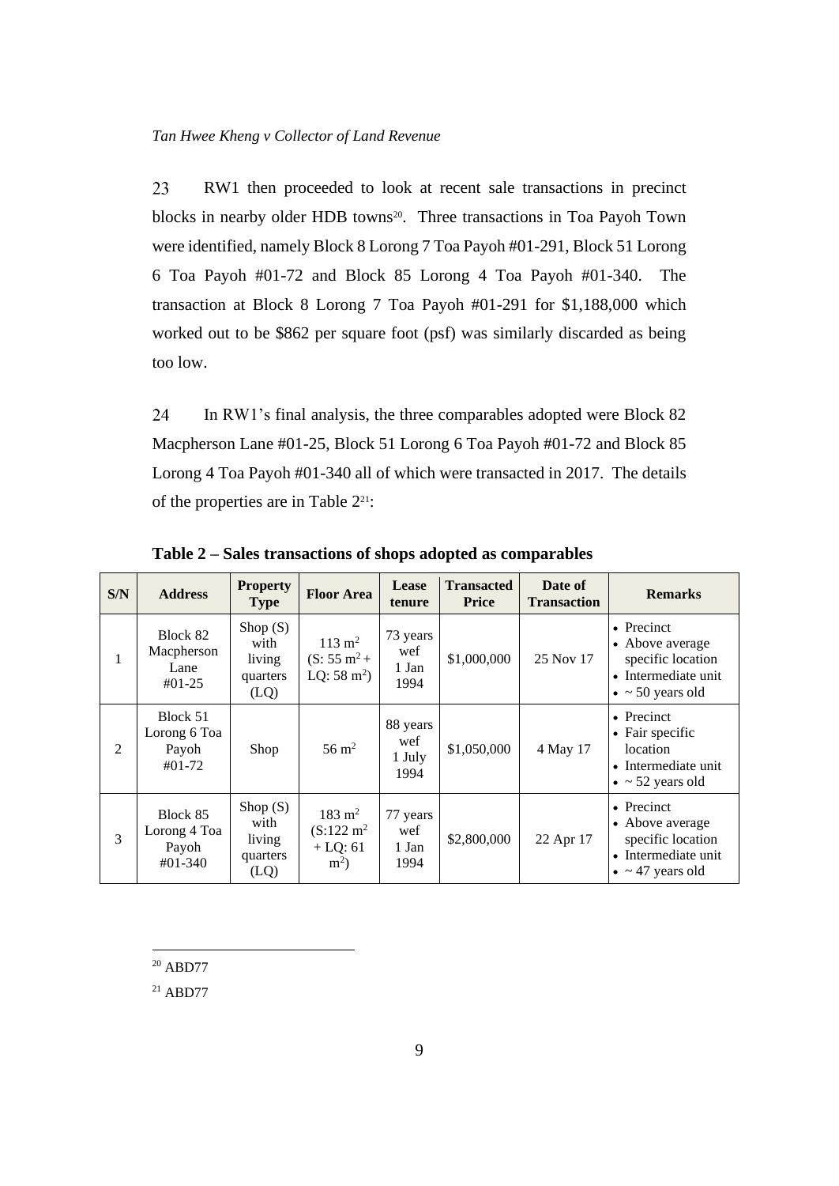23 RW1 then proceeded to look at recent sale transactions in precinct blocks in nearby older HDB towns[20]. Three transactions in Toa Payoh Town were identified, namely Block 8 Lorong 7 Toa Payoh #01-291, Block 51 Lorong 6 Toa Payoh #01-72 and Block 85 Lorong 4 Toa Payoh #01-340. The transaction at Block 8 Lorong 7 Toa Payoh #01-291 for $1,188,000 which worked out to be $862 per square foot (psf) was similarly discarded as being too low.

24 In RW1's final analysis, the three comparables adopted were Block 82 Macpherson Lane #01-25, Block 51 Lorong 6 Toa Payoh #01-72 and Block 85 Lorong 4 Toa Payoh #01-340 all of which were transacted in 2017. The details of the properties are in Table 2[21]:

**Table 2 – Sales transactions of shops adopted as comparables**

| S/N | Address | Property Type | Floor Area | Lease tenure | Transacted Price | Date of Transaction | Remarks |
|---|---|---|---|---|---|---|---|
| 1 | Block 82 Macpherson Lane #01-25 | Shop (S) with living quarters (LQ) | 113 $m^2$ (S: 55 $m^2$ + LQ: 58 $m^2$) | 73 years wef 1 Jan 1994 | $1,000,000 | 25 Nov 17 | • Precinct • Above average specific location • Intermediate unit • ~ 50 years old |
| 2 | Block 51 Lorong 6 Toa Payoh #01-72 | Shop | 56 $m^2$ | 88 years wef 1 July 1994 | $1,050,000 | 4 May 17 | • Precinct • Fair specific location • Intermediate unit • ~ 52 years old |
| 3 | Block 85 Lorong 4 Toa Payoh #01-340 | Shop (S) with living quarters (LQ) | 183 $m^2$ (S:122 $m^2$ + LQ: 61 $m^2$) | 77 years wef 1 Jan 1994 | $2,800,000 | 22 Apr 17 | • Precinct • Above average specific location • Intermediate unit • ~ 47 years old |

---

[20] ABD77

[21] ABD77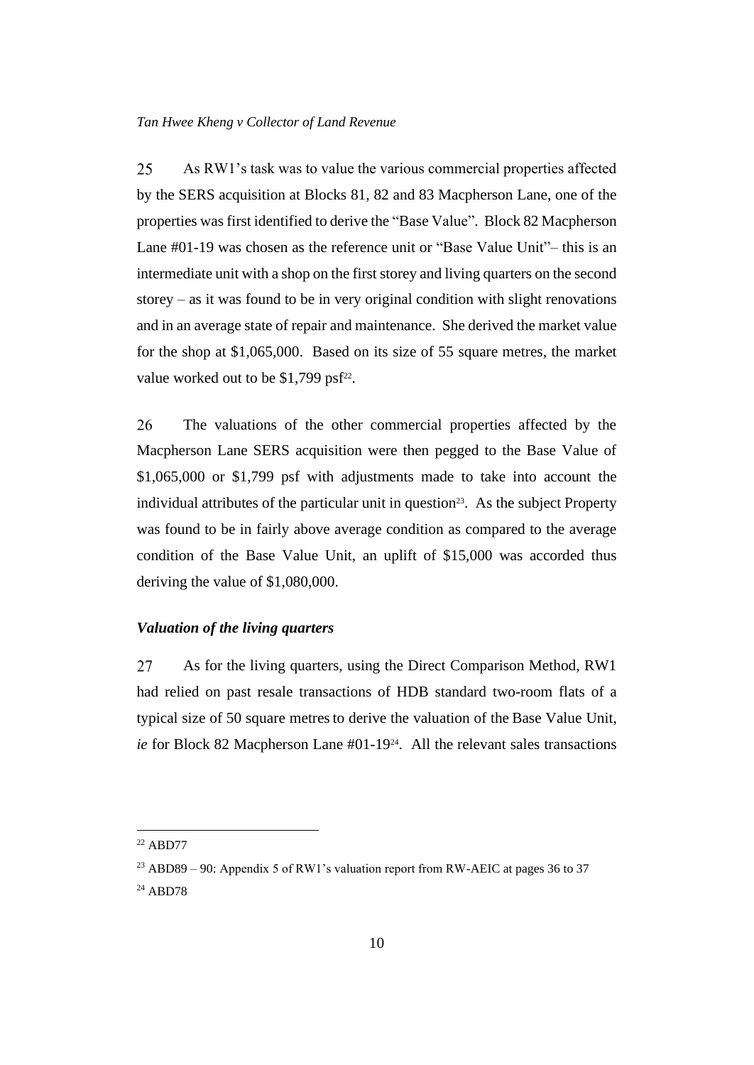25 As RW1's task was to value the various commercial properties affected by the SERS acquisition at Blocks 81, 82 and 83 Macpherson Lane, one of the properties was first identified to derive the "Base Value". Block 82 Macpherson Lane #01-19 was chosen as the reference unit or "Base Value Unit"– this is an intermediate unit with a shop on the first storey and living quarters on the second storey – as it was found to be in very original condition with slight renovations and in an average state of repair and maintenance. She derived the market value for the shop at $1,065,000. Based on its size of 55 square metres, the market value worked out to be $1,799 psf[22].

26 The valuations of the other commercial properties affected by the Macpherson Lane SERS acquisition were then pegged to the Base Value of $1,065,000 or $1,799 psf with adjustments made to take into account the individual attributes of the particular unit in question[23]. As the subject Property was found to be in fairly above average condition as compared to the average condition of the Base Value Unit, an uplift of $15,000 was accorded thus deriving the value of $1,080,000.

### *Valuation of the living quarters*

27 As for the living quarters, using the Direct Comparison Method, RW1 had relied on past resale transactions of HDB standard two-room flats of a typical size of 50 square metres to derive the valuation of the Base Value Unit, *ie* for Block 82 Macpherson Lane #01-19[24]. All the relevant sales transactions

---

[22] ABD77

[23] ABD89 – 90: Appendix 5 of RW1's valuation report from RW-AEIC at pages 36 to 37

[24] ABD78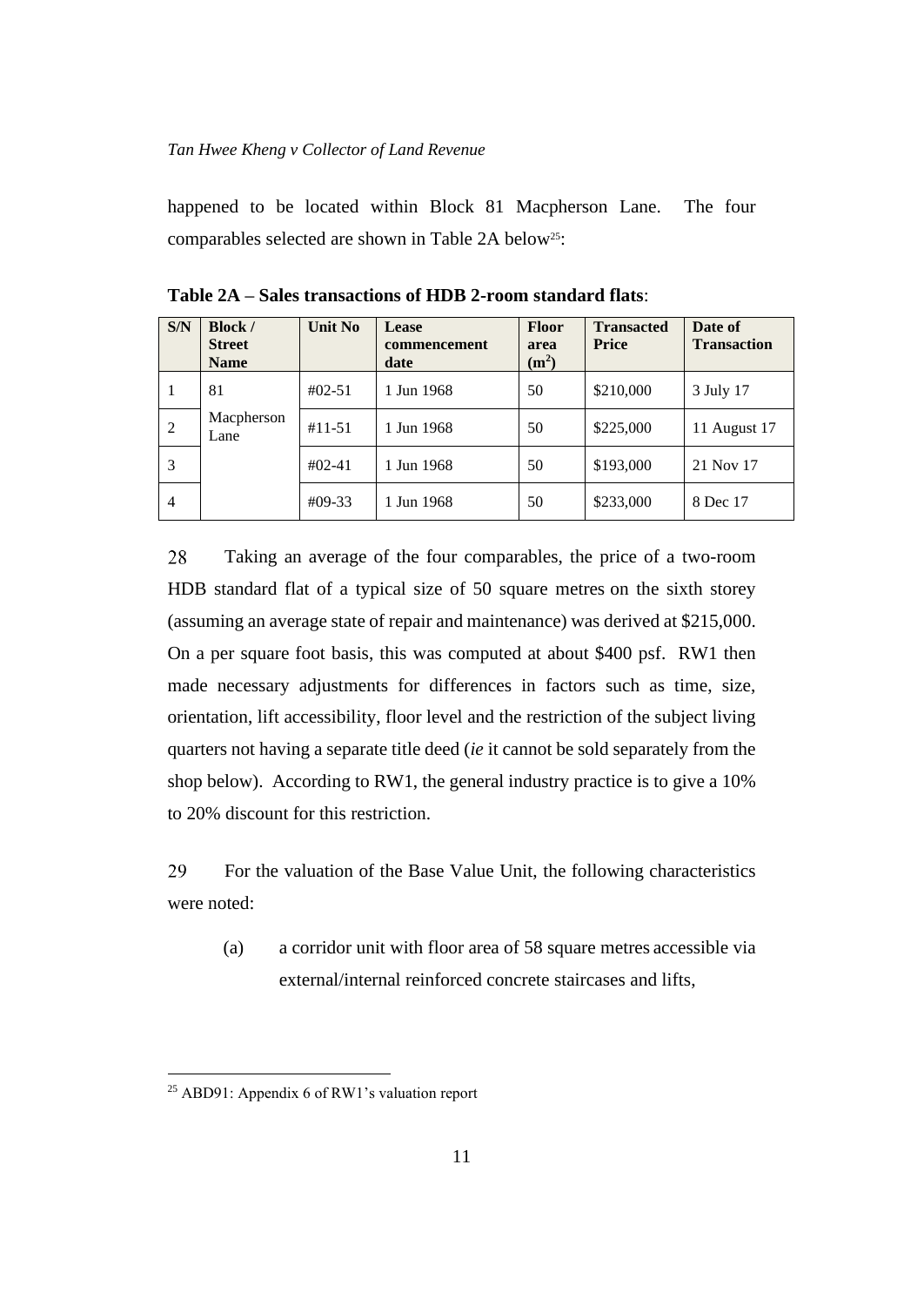happened to be located within Block 81 Macpherson Lane. The four comparables selected are shown in Table 2A below[25]:

**Table 2A – Sales transactions of HDB 2-room standard flats**:

| S/N | Block / Street Name | Unit No | Lease commencement date | Floor area ($m^2$) | Transacted Price | Date of Transaction |
|---|---|---|---|---|---|---|
| 1 | 81 Macpherson Lane | #02-51 | 1 Jun 1968 | 50 | $210,000 | 3 July 17 |
| 2 | | #11-51 | 1 Jun 1968 | 50 | $225,000 | 11 August 17 |
| 3 | | #02-41 | 1 Jun 1968 | 50 | $193,000 | 21 Nov 17 |
| 4 | | #09-33 | 1 Jun 1968 | 50 | $233,000 | 8 Dec 17 |

28 Taking an average of the four comparables, the price of a two-room HDB standard flat of a typical size of 50 square metres on the sixth storey (assuming an average state of repair and maintenance) was derived at $215,000. On a per square foot basis, this was computed at about $400 psf. RW1 then made necessary adjustments for differences in factors such as time, size, orientation, lift accessibility, floor level and the restriction of the subject living quarters not having a separate title deed (*ie* it cannot be sold separately from the shop below). According to RW1, the general industry practice is to give a 10% to 20% discount for this restriction.

29 For the valuation of the Base Value Unit, the following characteristics were noted:

(a) a corridor unit with floor area of 58 square metres accessible via external/internal reinforced concrete staircases and lifts,

[25] ABD91: Appendix 6 of RW1's valuation report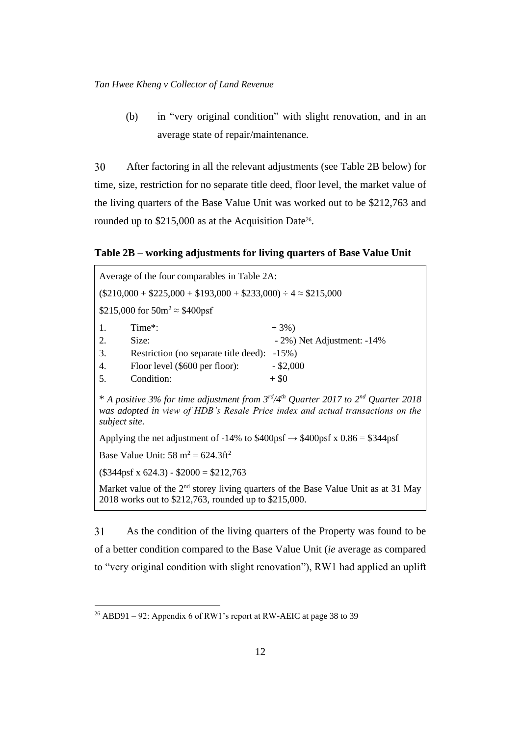(b) in "very original condition" with slight renovation, and in an average state of repair/maintenance.

30 After factoring in all the relevant adjustments (see Table 2B below) for time, size, restriction for no separate title deed, floor level, the market value of the living quarters of the Base Value Unit was worked out to be \$212,763 and rounded up to \$215,000 as at the Acquisition Date[26].

**Table 2B – working adjustments for living quarters of Base Value Unit**

Average of the four comparables in Table 2A:

(\$210,000 + \$225,000 + \$193,000 + \$233,000) ÷ 4 ≈ \$215,000

\$215,000 for 50m² ≈ \$400psf

| | | | |
|---|---|---|---|
| 1. | Time*: | + 3%) | |
| 2. | Size: | - 2%) | Net Adjustment: -14% |
| 3. | Restriction (no separate title deed): | -15%) | |
| 4. | Floor level (\$600 per floor): | - \$2,000 | |
| 5. | Condition: | + \$0 | |

\* *A positive 3% for time adjustment from 3rd/4th Quarter 2017 to 2nd Quarter 2018 was adopted in view of HDB's Resale Price index and actual transactions on the subject site.*

Applying the net adjustment of -14% to \$400psf → \$400psf x 0.86 = \$344psf

Base Value Unit: 58 m² = 624.3ft²

(\$344psf x 624.3) - \$2000 = \$212,763

Market value of the 2nd storey living quarters of the Base Value Unit as at 31 May 2018 works out to \$212,763, rounded up to \$215,000.

31 As the condition of the living quarters of the Property was found to be of a better condition compared to the Base Value Unit (*ie* average as compared to "very original condition with slight renovation"), RW1 had applied an uplift

---

[26] ABD91 – 92: Appendix 6 of RW1's report at RW-AEIC at page 38 to 39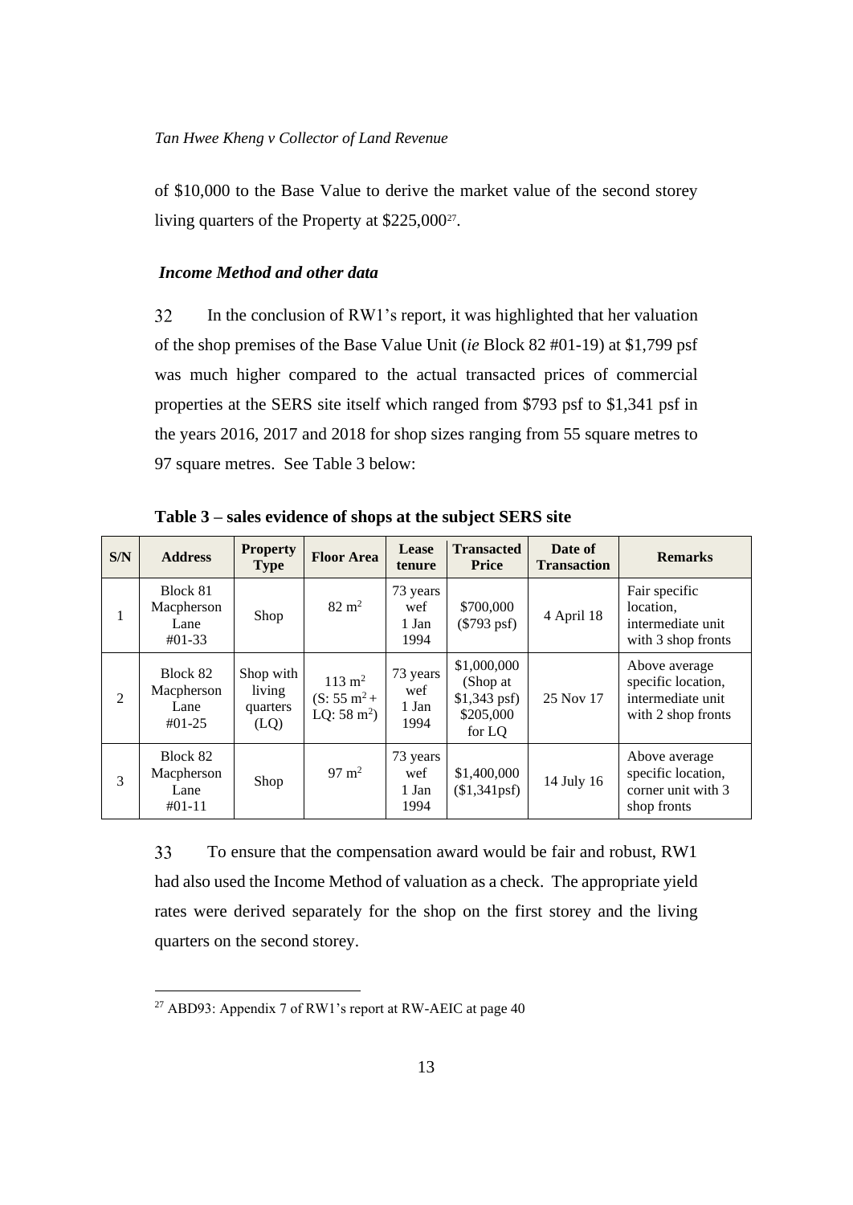of $10,000 to the Base Value to derive the market value of the second storey living quarters of the Property at $225,000[27].

### *Income Method and other data*

32 In the conclusion of RW1's report, it was highlighted that her valuation of the shop premises of the Base Value Unit (*ie* Block 82 #01-19) at $1,799 psf was much higher compared to the actual transacted prices of commercial properties at the SERS site itself which ranged from $793 psf to $1,341 psf in the years 2016, 2017 and 2018 for shop sizes ranging from 55 square metres to 97 square metres. See Table 3 below:

**Table 3 – sales evidence of shops at the subject SERS site**

| S/N | Address | Property Type | Floor Area | Lease tenure | Transacted Price | Date of Transaction | Remarks |
|---|---|---|---|---|---|---|---|
| 1 | Block 81 Macpherson Lane #01-33 | Shop | 82 $m^2$ | 73 years wef 1 Jan 1994 | $700,000 ($793 psf) | 4 April 18 | Fair specific location, intermediate unit with 3 shop fronts |
| 2 | Block 82 Macpherson Lane #01-25 | Shop with living quarters (LQ) | 113 $m^2$ (S: 55 $m^2$ + LQ: 58 $m^2$) | 73 years wef 1 Jan 1994 | $1,000,000 (Shop at $1,343 psf) $205,000 for LQ | 25 Nov 17 | Above average specific location, intermediate unit with 2 shop fronts |
| 3 | Block 82 Macpherson Lane #01-11 | Shop | 97 $m^2$ | 73 years wef 1 Jan 1994 | $1,400,000 ($1,341psf) | 14 July 16 | Above average specific location, corner unit with 3 shop fronts |

33 To ensure that the compensation award would be fair and robust, RW1 had also used the Income Method of valuation as a check. The appropriate yield rates were derived separately for the shop on the first storey and the living quarters on the second storey.

---

[27] ABD93: Appendix 7 of RW1's report at RW-AEIC at page 40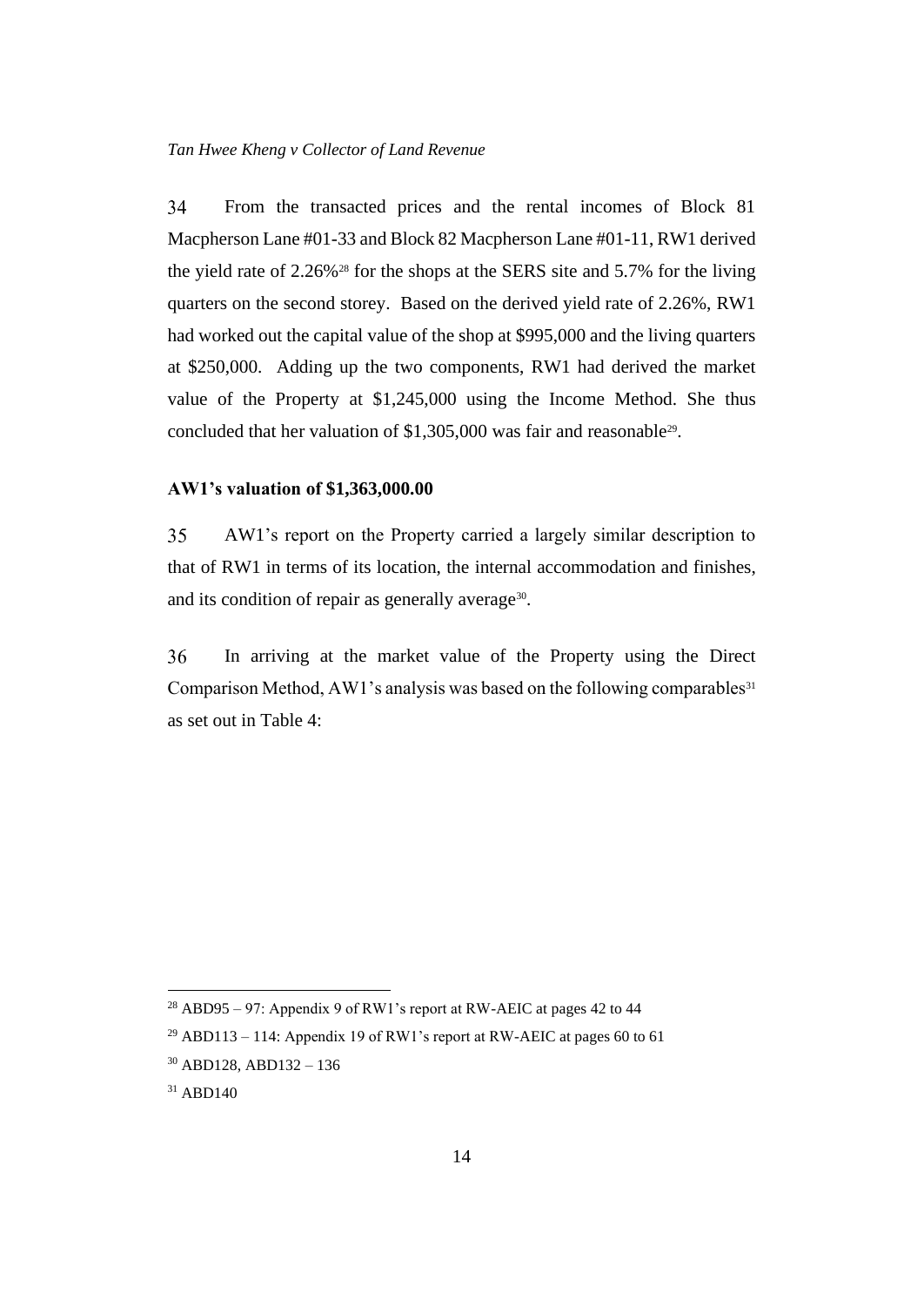34 From the transacted prices and the rental incomes of Block 81 Macpherson Lane #01-33 and Block 82 Macpherson Lane #01-11, RW1 derived the yield rate of 2.26%[28] for the shops at the SERS site and 5.7% for the living quarters on the second storey. Based on the derived yield rate of 2.26%, RW1 had worked out the capital value of the shop at $995,000 and the living quarters at $250,000. Adding up the two components, RW1 had derived the market value of the Property at $1,245,000 using the Income Method. She thus concluded that her valuation of $1,305,000 was fair and reasonable[29].

**AW1's valuation of $1,363,000.00**

35 AW1's report on the Property carried a largely similar description to that of RW1 in terms of its location, the internal accommodation and finishes, and its condition of repair as generally average[30].

36 In arriving at the market value of the Property using the Direct Comparison Method, AW1's analysis was based on the following comparables[31] as set out in Table 4:

---

[28] ABD95 – 97: Appendix 9 of RW1's report at RW-AEIC at pages 42 to 44

[29] ABD113 – 114: Appendix 19 of RW1's report at RW-AEIC at pages 60 to 61

[30] ABD128, ABD132 – 136

[31] ABD140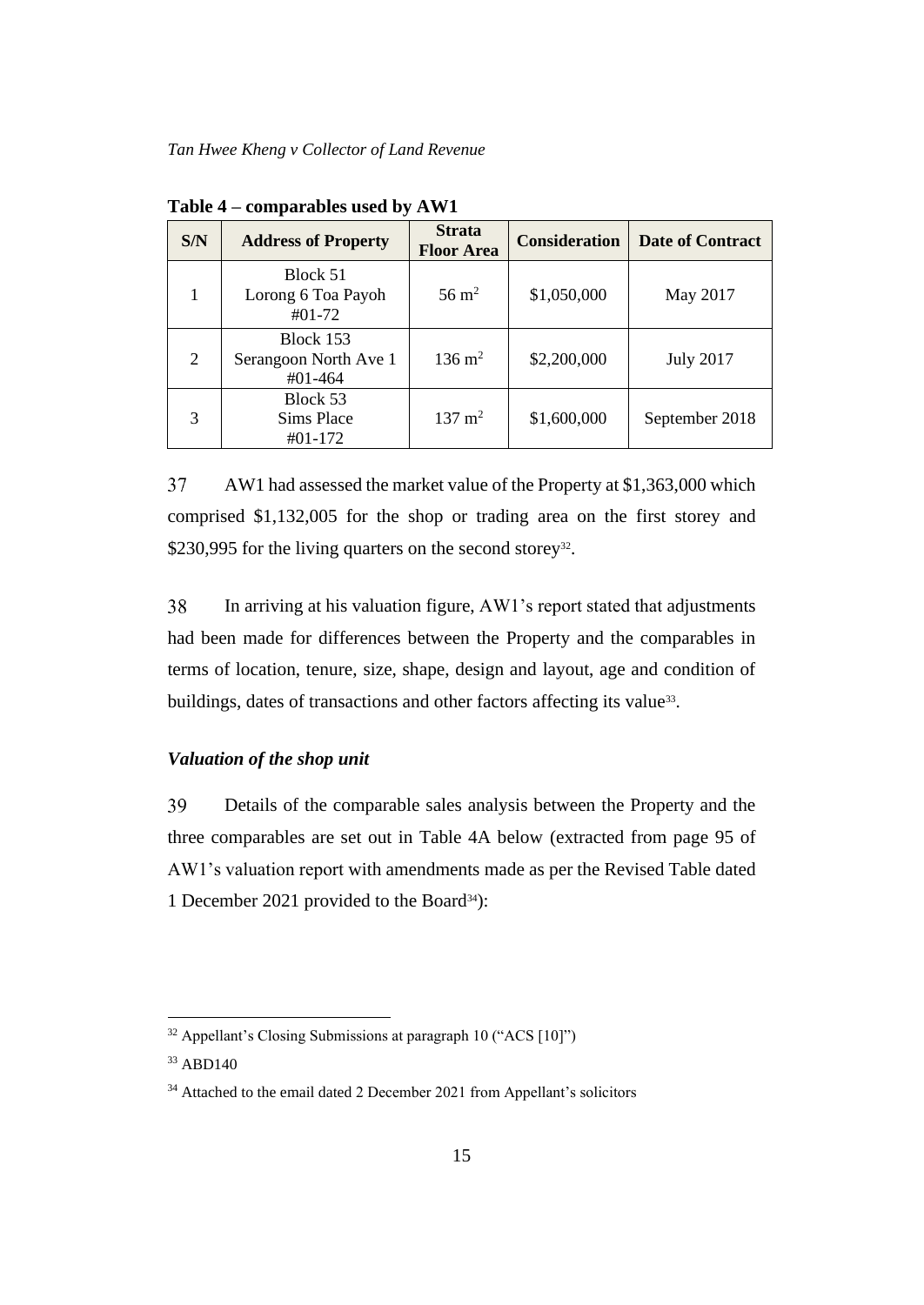**Table 4 – comparables used by AW1**

| S/N | Address of Property | Strata Floor Area | Consideration | Date of Contract |
|---|---|---|---|---|
| 1 | Block 51 Lorong 6 Toa Payoh #01-72 | 56 m$^2$ | $1,050,000 | May 2017 |
| 2 | Block 153 Serangoon North Ave 1 #01-464 | 136 m$^2$ | $2,200,000 | July 2017 |
| 3 | Block 53 Sims Place #01-172 | 137 m$^2$ | $1,600,000 | September 2018 |

37 AW1 had assessed the market value of the Property at $1,363,000 which comprised $1,132,005 for the shop or trading area on the first storey and $230,995 for the living quarters on the second storey[32].

38 In arriving at his valuation figure, AW1's report stated that adjustments had been made for differences between the Property and the comparables in terms of location, tenure, size, shape, design and layout, age and condition of buildings, dates of transactions and other factors affecting its value[33].

### *Valuation of the shop unit*

39 Details of the comparable sales analysis between the Property and the three comparables are set out in Table 4A below (extracted from page 95 of AW1's valuation report with amendments made as per the Revised Table dated 1 December 2021 provided to the Board[34]):

---

[32] Appellant's Closing Submissions at paragraph 10 ("ACS [10]")

[33] ABD140

[34] Attached to the email dated 2 December 2021 from Appellant's solicitors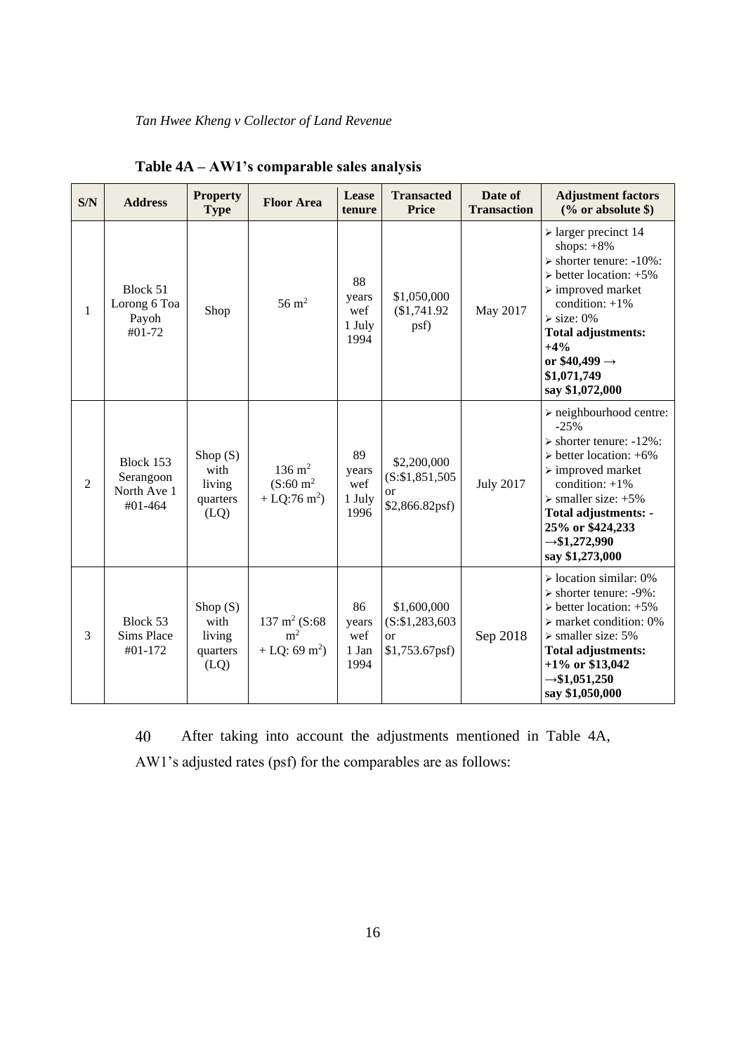**Table 4A – AW1's comparable sales analysis**

| S/N | Address | Property Type | Floor Area | Lease tenure | Transacted Price | Date of Transaction | Adjustment factors (% or absolute $) |
|---|---|---|---|---|---|---|---|
| 1 | Block 51 Lorong 6 Toa Payoh #01-72 | Shop | 56 m$^2$ | 88 years wef 1 July 1994 | $1,050,000 ($1,741.92 psf) | May 2017 | ➢ larger precinct 14 shops: +8% ➢ shorter tenure: -10%: ➢ better location: +5% ➢ improved market condition: +1% ➢ size: 0% **Total adjustments: +4% or $40,499 → $1,071,749 say $1,072,000** |
| 2 | Block 153 Serangoon North Ave 1 #01-464 | Shop (S) with living quarters (LQ) | 136 m$^2$ (S:60 m$^2$ + LQ:76 m$^2$) | 89 years wef 1 July 1996 | $2,200,000 (S:$1,851,505 or $2,866.82psf) | July 2017 | ➢ neighbourhood centre: -25% ➢ shorter tenure: -12%: ➢ better location: +6% ➢ improved market condition: +1% ➢ smaller size: +5% **Total adjustments: -25% or $424,233 →$1,272,990 say $1,273,000** |
| 3 | Block 53 Sims Place #01-172 | Shop (S) with living quarters (LQ) | 137 m$^2$ (S:68 m$^2$ + LQ: 69 m$^2$) | 86 years wef 1 Jan 1994 | $1,600,000 (S:$1,283,603 or $1,753.67psf) | Sep 2018 | ➢ location similar: 0% ➢ shorter tenure: -9%: ➢ better location: +5% ➢ market condition: 0% ➢ smaller size: 5% **Total adjustments: +1% or $13,042 →$1,051,250 say $1,050,000** |

40 After taking into account the adjustments mentioned in Table 4A, AW1's adjusted rates (psf) for the comparables are as follows: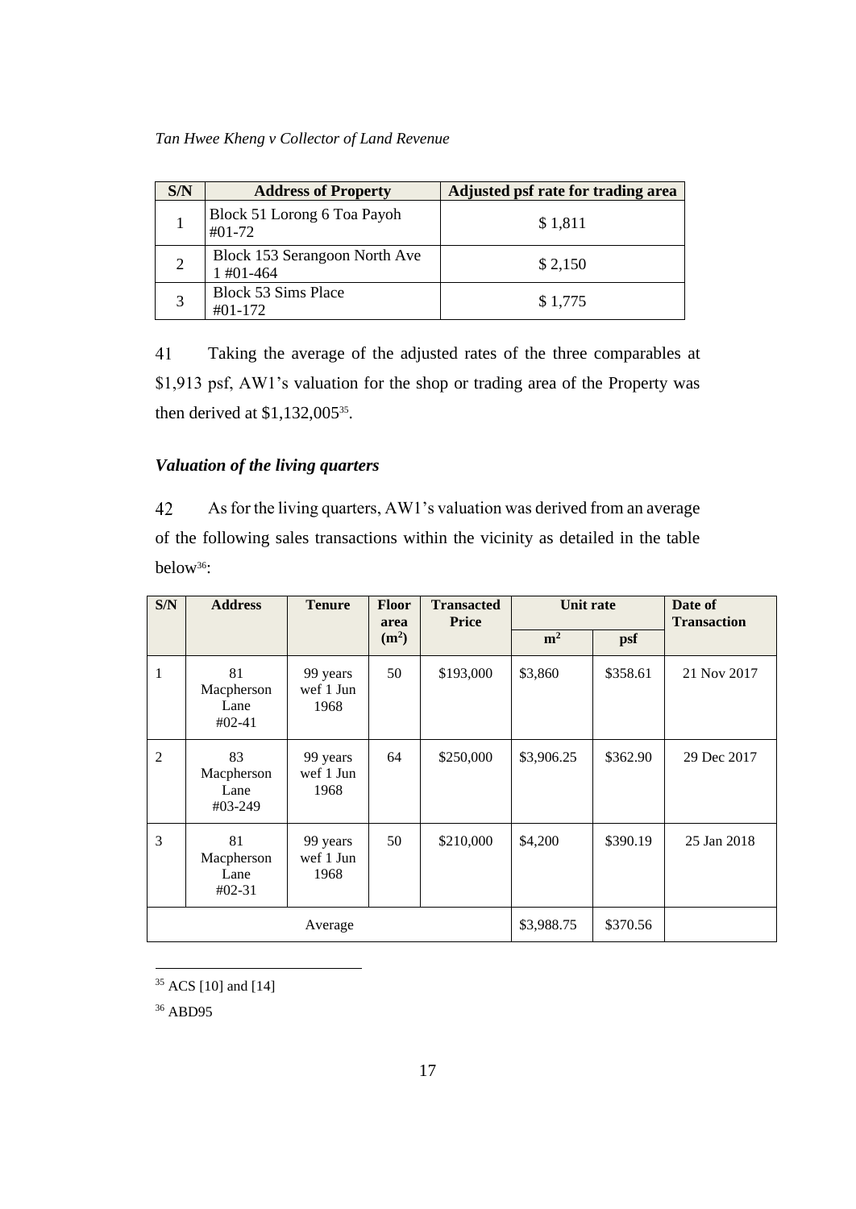| S/N | Address of Property | Adjusted psf rate for trading area |
|---|---|---|
| 1 | Block 51 Lorong 6 Toa Payoh #01-72 | $ 1,811 |
| 2 | Block 153 Serangoon North Ave 1 #01-464 | $ 2,150 |
| 3 | Block 53 Sims Place #01-172 | $ 1,775 |

41 Taking the average of the adjusted rates of the three comparables at $1,913 psf, AW1's valuation for the shop or trading area of the Property was then derived at $1,132,005[35].

### *Valuation of the living quarters*

42 As for the living quarters, AW1's valuation was derived from an average of the following sales transactions within the vicinity as detailed in the table below[36]:

| S/N | Address | Tenure | Floor area ($m^2$) | Transacted Price | Unit rate | | Date of Transaction |
|---|---|---|---|---|---|---|---|
| | | | | | $m^2$ | psf | |
| 1 | 81 Macpherson Lane #02-41 | 99 years wef 1 Jun 1968 | 50 | $193,000 | $3,860 | $358.61 | 21 Nov 2017 |
| 2 | 83 Macpherson Lane #03-249 | 99 years wef 1 Jun 1968 | 64 | $250,000 | $3,906.25 | $362.90 | 29 Dec 2017 |
| 3 | 81 Macpherson Lane #02-31 | 99 years wef 1 Jun 1968 | 50 | $210,000 | $4,200 | $390.19 | 25 Jan 2018 |
| Average | | | | | $3,988.75 | $370.56 | |

[35] ACS [10] and [14]

[36] ABD95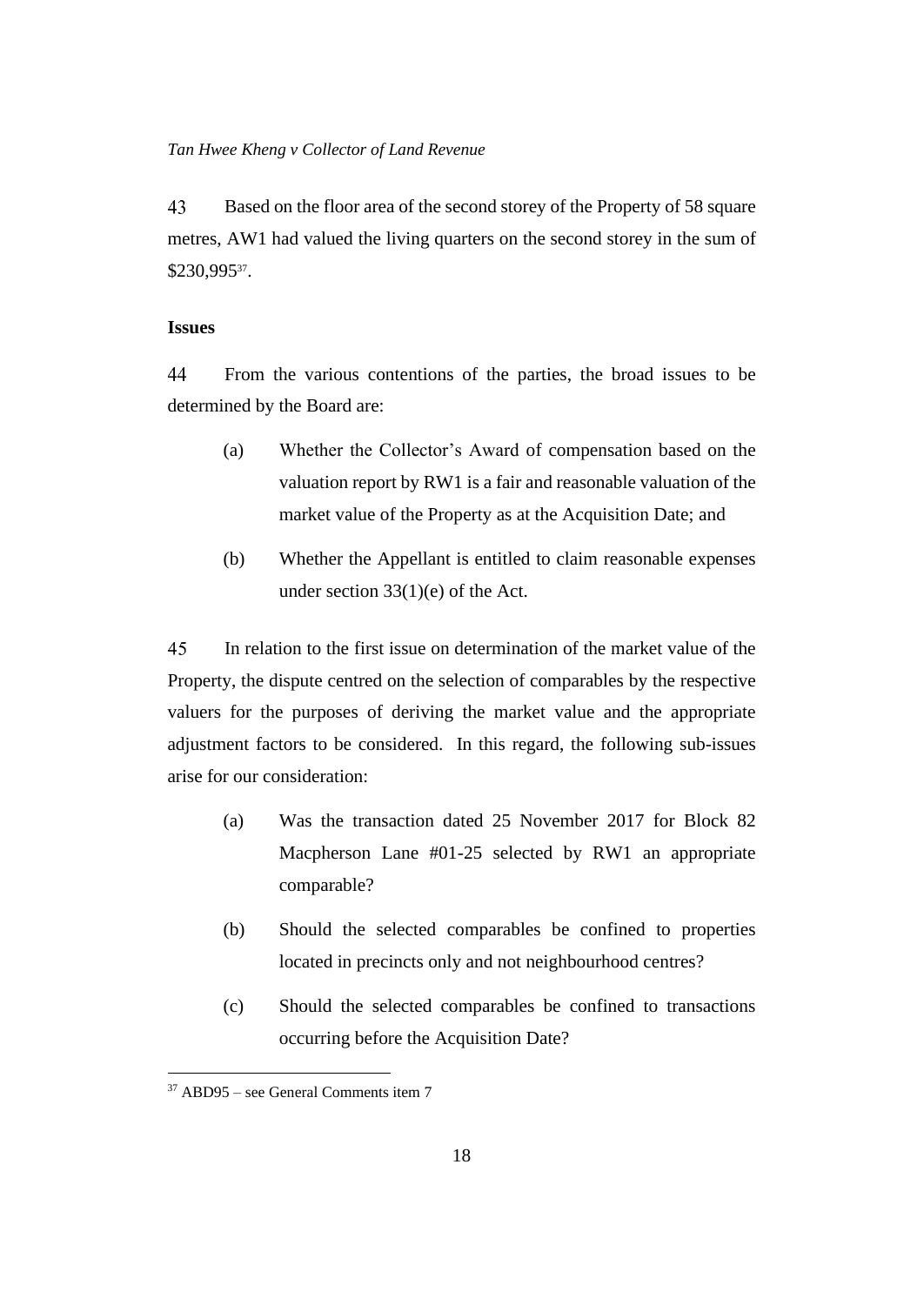43 Based on the floor area of the second storey of the Property of 58 square metres, AW1 had valued the living quarters on the second storey in the sum of $230,995[37].

**Issues**

44 From the various contentions of the parties, the broad issues to be determined by the Board are:

> (a) Whether the Collector's Award of compensation based on the valuation report by RW1 is a fair and reasonable valuation of the market value of the Property as at the Acquisition Date; and
>
> (b) Whether the Appellant is entitled to claim reasonable expenses under section 33(1)(e) of the Act.

45 In relation to the first issue on determination of the market value of the Property, the dispute centred on the selection of comparables by the respective valuers for the purposes of deriving the market value and the appropriate adjustment factors to be considered. In this regard, the following sub-issues arise for our consideration:

> (a) Was the transaction dated 25 November 2017 for Block 82 Macpherson Lane #01-25 selected by RW1 an appropriate comparable?
>
> (b) Should the selected comparables be confined to properties located in precincts only and not neighbourhood centres?
>
> (c) Should the selected comparables be confined to transactions occurring before the Acquisition Date?

---

[37] ABD95 – see General Comments item 7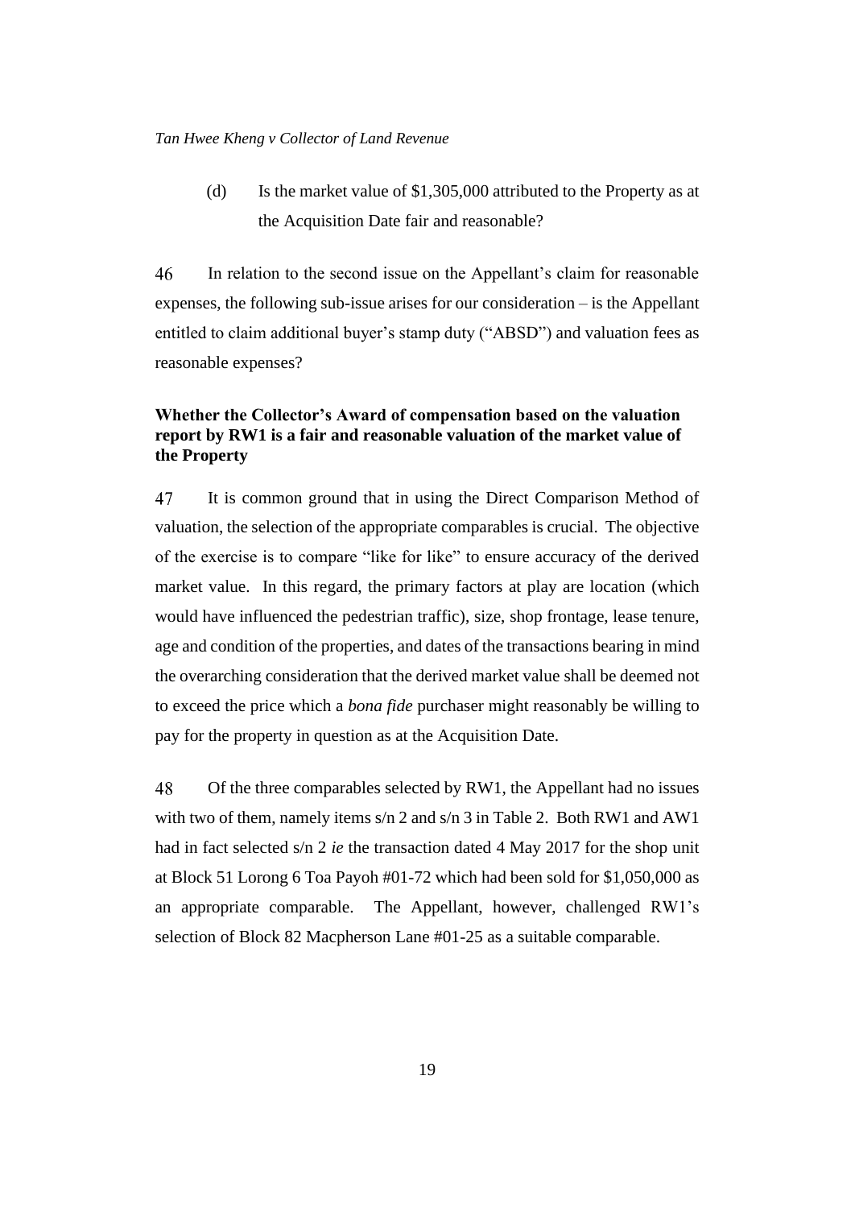(d) Is the market value of $1,305,000 attributed to the Property as at the Acquisition Date fair and reasonable?

46 In relation to the second issue on the Appellant's claim for reasonable expenses, the following sub-issue arises for our consideration – is the Appellant entitled to claim additional buyer's stamp duty ("ABSD") and valuation fees as reasonable expenses?

**Whether the Collector's Award of compensation based on the valuation report by RW1 is a fair and reasonable valuation of the market value of the Property**

47 It is common ground that in using the Direct Comparison Method of valuation, the selection of the appropriate comparables is crucial. The objective of the exercise is to compare "like for like" to ensure accuracy of the derived market value. In this regard, the primary factors at play are location (which would have influenced the pedestrian traffic), size, shop frontage, lease tenure, age and condition of the properties, and dates of the transactions bearing in mind the overarching consideration that the derived market value shall be deemed not to exceed the price which a *bona fide* purchaser might reasonably be willing to pay for the property in question as at the Acquisition Date.

48 Of the three comparables selected by RW1, the Appellant had no issues with two of them, namely items s/n 2 and s/n 3 in Table 2. Both RW1 and AW1 had in fact selected s/n 2 *ie* the transaction dated 4 May 2017 for the shop unit at Block 51 Lorong 6 Toa Payoh #01-72 which had been sold for $1,050,000 as an appropriate comparable. The Appellant, however, challenged RW1's selection of Block 82 Macpherson Lane #01-25 as a suitable comparable.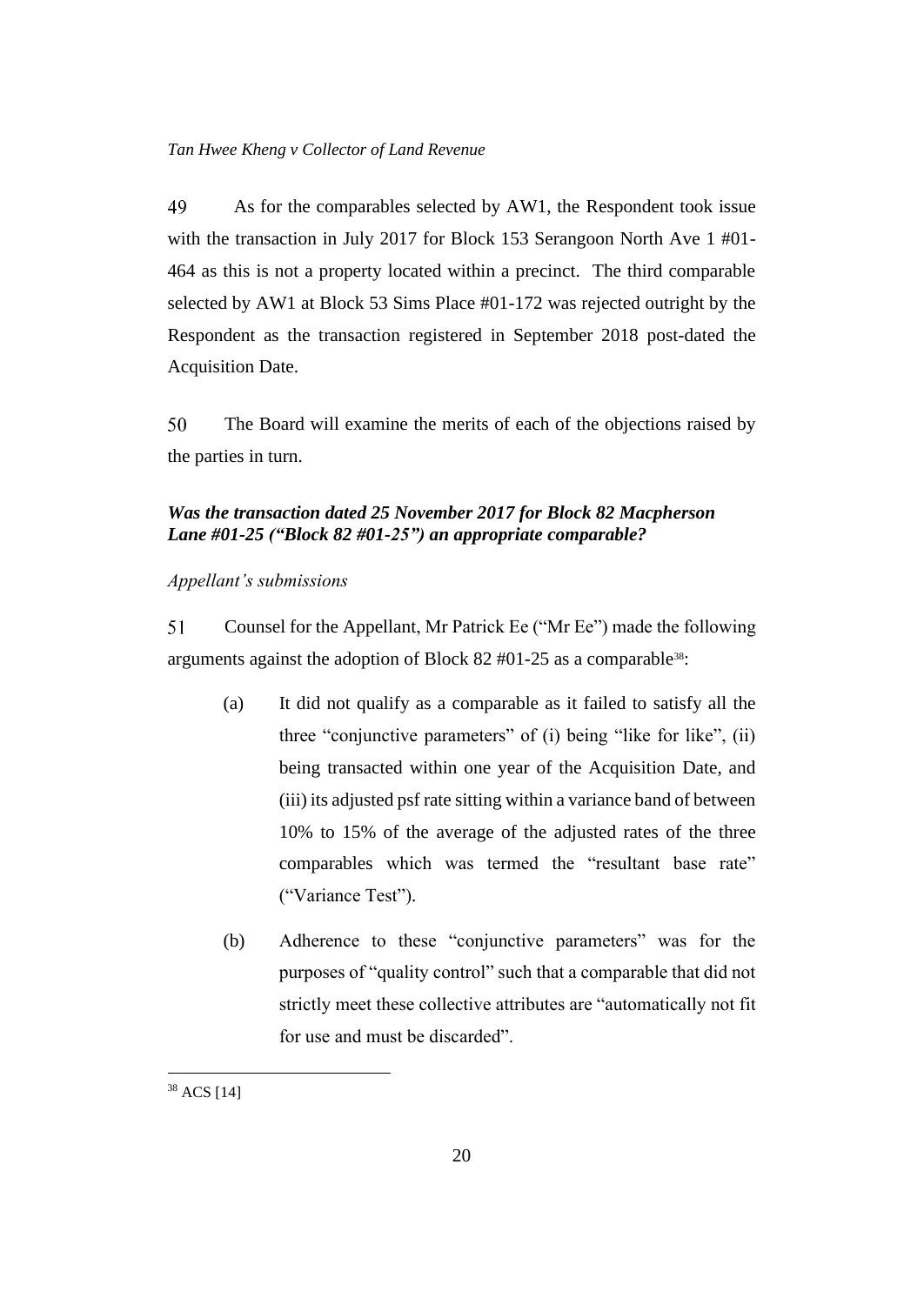49 As for the comparables selected by AW1, the Respondent took issue with the transaction in July 2017 for Block 153 Serangoon North Ave 1 #01-464 as this is not a property located within a precinct. The third comparable selected by AW1 at Block 53 Sims Place #01-172 was rejected outright by the Respondent as the transaction registered in September 2018 post-dated the Acquisition Date.

50 The Board will examine the merits of each of the objections raised by the parties in turn.

### *Was the transaction dated 25 November 2017 for Block 82 Macpherson Lane #01-25 ("Block 82 #01-25") an appropriate comparable?*

*Appellant's submissions*

51 Counsel for the Appellant, Mr Patrick Ee ("Mr Ee") made the following arguments against the adoption of Block 82 #01-25 as a comparable[38]:

(a) It did not qualify as a comparable as it failed to satisfy all the three "conjunctive parameters" of (i) being "like for like", (ii) being transacted within one year of the Acquisition Date, and (iii) its adjusted psf rate sitting within a variance band of between 10% to 15% of the average of the adjusted rates of the three comparables which was termed the "resultant base rate" ("Variance Test").

(b) Adherence to these "conjunctive parameters" was for the purposes of "quality control" such that a comparable that did not strictly meet these collective attributes are "automatically not fit for use and must be discarded".

---

[38] ACS [14]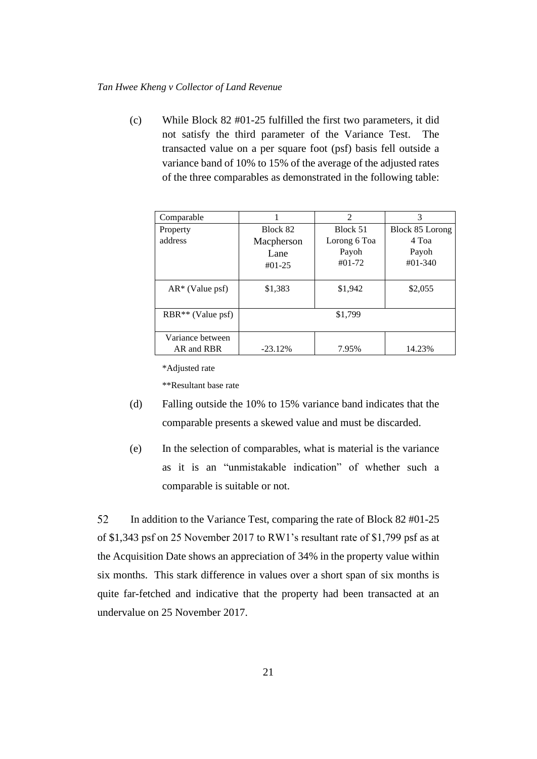(c) While Block 82 #01-25 fulfilled the first two parameters, it did not satisfy the third parameter of the Variance Test. The transacted value on a per square foot (psf) basis fell outside a variance band of 10% to 15% of the average of the adjusted rates of the three comparables as demonstrated in the following table:

| Comparable | 1 | 2 | 3 |
|---|---|---|---|
| Property address | Block 82 Macpherson Lane #01-25 | Block 51 Lorong 6 Toa Payoh #01-72 | Block 85 Lorong 4 Toa Payoh #01-340 |
| AR* (Value psf) | $1,383 | $1,942 | $2,055 |
| RBR** (Value psf) | $1,799 | | |
| Variance between AR and RBR | -23.12% | 7.95% | 14.23% |

*Adjusted rate

**Resultant base rate

(d) Falling outside the 10% to 15% variance band indicates that the comparable presents a skewed value and must be discarded.

(e) In the selection of comparables, what is material is the variance as it is an "unmistakable indication" of whether such a comparable is suitable or not.

52 In addition to the Variance Test, comparing the rate of Block 82 #01-25 of $1,343 psf on 25 November 2017 to RW1's resultant rate of $1,799 psf as at the Acquisition Date shows an appreciation of 34% in the property value within six months. This stark difference in values over a short span of six months is quite far-fetched and indicative that the property had been transacted at an undervalue on 25 November 2017.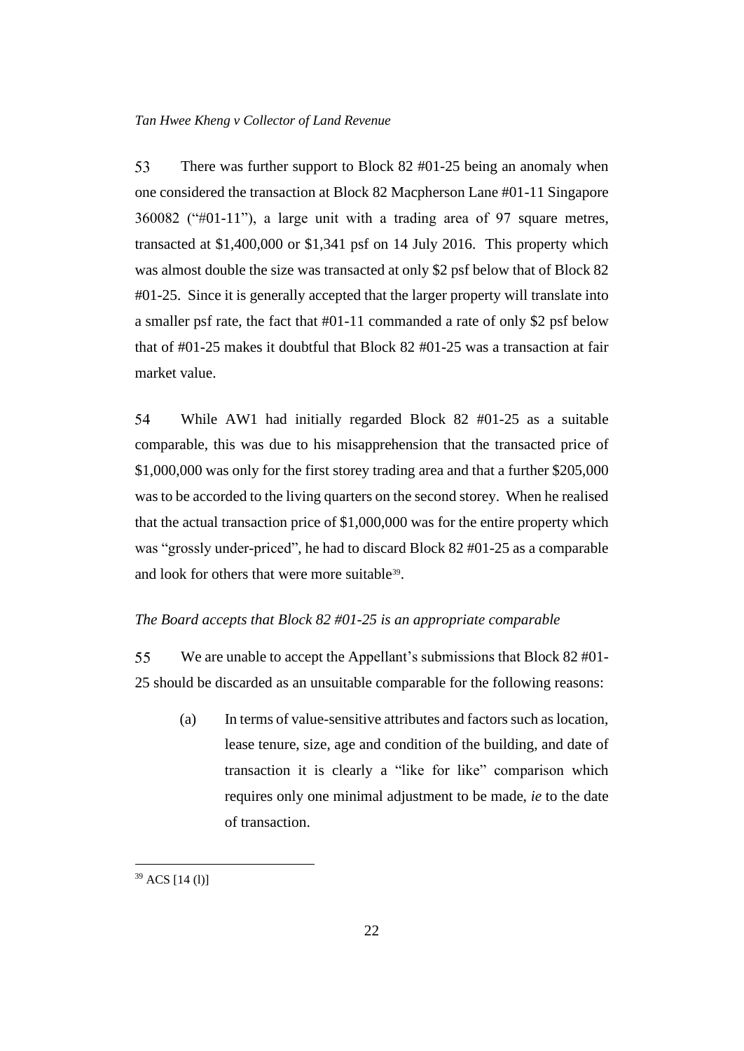53 There was further support to Block 82 #01-25 being an anomaly when one considered the transaction at Block 82 Macpherson Lane #01-11 Singapore 360082 ("#01-11"), a large unit with a trading area of 97 square metres, transacted at $1,400,000 or $1,341 psf on 14 July 2016. This property which was almost double the size was transacted at only $2 psf below that of Block 82 #01-25. Since it is generally accepted that the larger property will translate into a smaller psf rate, the fact that #01-11 commanded a rate of only $2 psf below that of #01-25 makes it doubtful that Block 82 #01-25 was a transaction at fair market value.

54 While AW1 had initially regarded Block 82 #01-25 as a suitable comparable, this was due to his misapprehension that the transacted price of $1,000,000 was only for the first storey trading area and that a further $205,000 was to be accorded to the living quarters on the second storey. When he realised that the actual transaction price of $1,000,000 was for the entire property which was "grossly under-priced", he had to discard Block 82 #01-25 as a comparable and look for others that were more suitable[39].

*The Board accepts that Block 82 #01-25 is an appropriate comparable*

55 We are unable to accept the Appellant's submissions that Block 82 #01-25 should be discarded as an unsuitable comparable for the following reasons:

(a) In terms of value-sensitive attributes and factors such as location, lease tenure, size, age and condition of the building, and date of transaction it is clearly a "like for like" comparison which requires only one minimal adjustment to be made, *ie* to the date of transaction.

[39] ACS [14 (l)]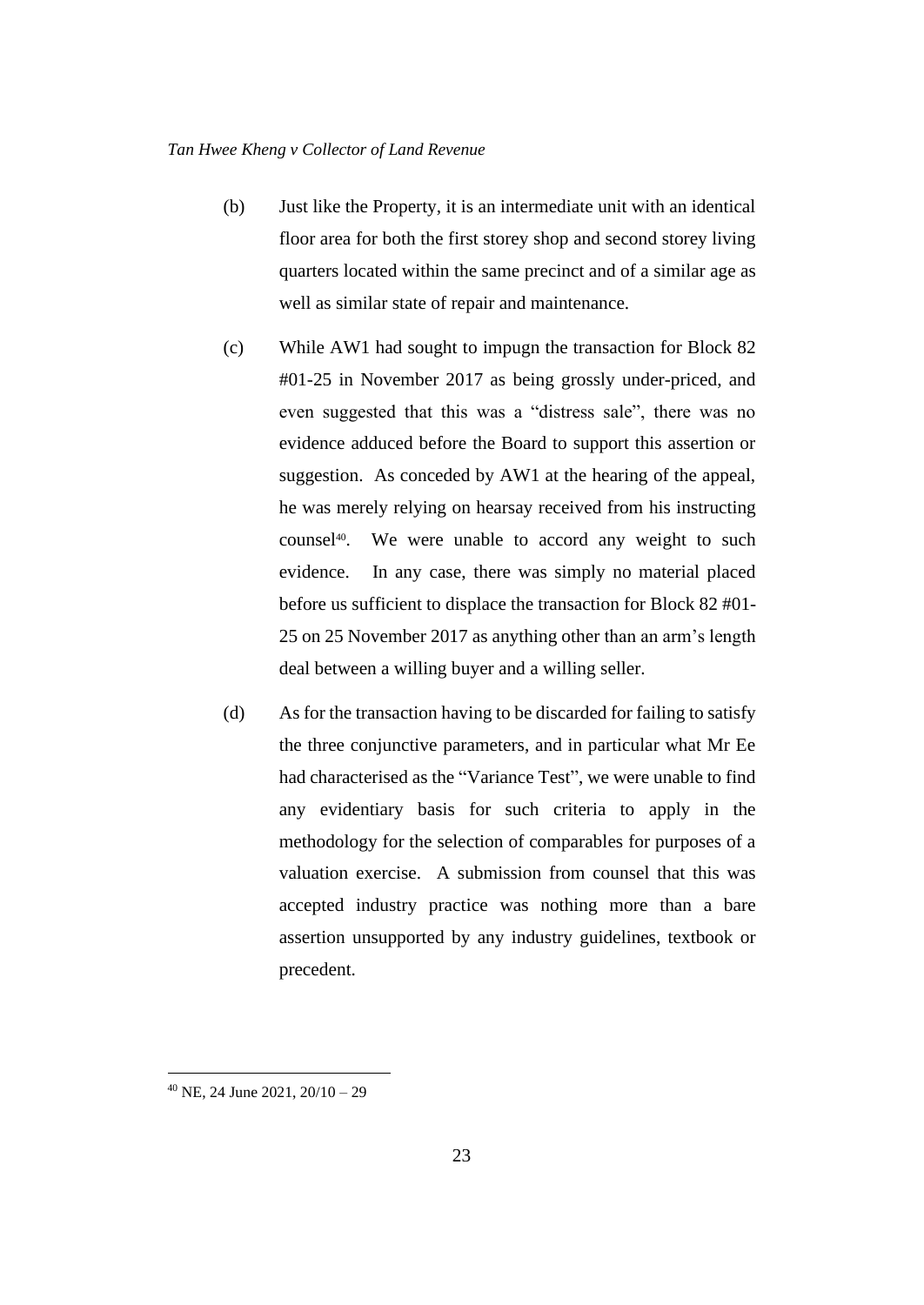(b) Just like the Property, it is an intermediate unit with an identical floor area for both the first storey shop and second storey living quarters located within the same precinct and of a similar age as well as similar state of repair and maintenance.

(c) While AW1 had sought to impugn the transaction for Block 82 #01-25 in November 2017 as being grossly under-priced, and even suggested that this was a "distress sale", there was no evidence adduced before the Board to support this assertion or suggestion. As conceded by AW1 at the hearing of the appeal, he was merely relying on hearsay received from his instructing counsel[40]. We were unable to accord any weight to such evidence. In any case, there was simply no material placed before us sufficient to displace the transaction for Block 82 #01-25 on 25 November 2017 as anything other than an arm's length deal between a willing buyer and a willing seller.

(d) As for the transaction having to be discarded for failing to satisfy the three conjunctive parameters, and in particular what Mr Ee had characterised as the "Variance Test", we were unable to find any evidentiary basis for such criteria to apply in the methodology for the selection of comparables for purposes of a valuation exercise. A submission from counsel that this was accepted industry practice was nothing more than a bare assertion unsupported by any industry guidelines, textbook or precedent.

---

[40] NE, 24 June 2021, 20/10 – 29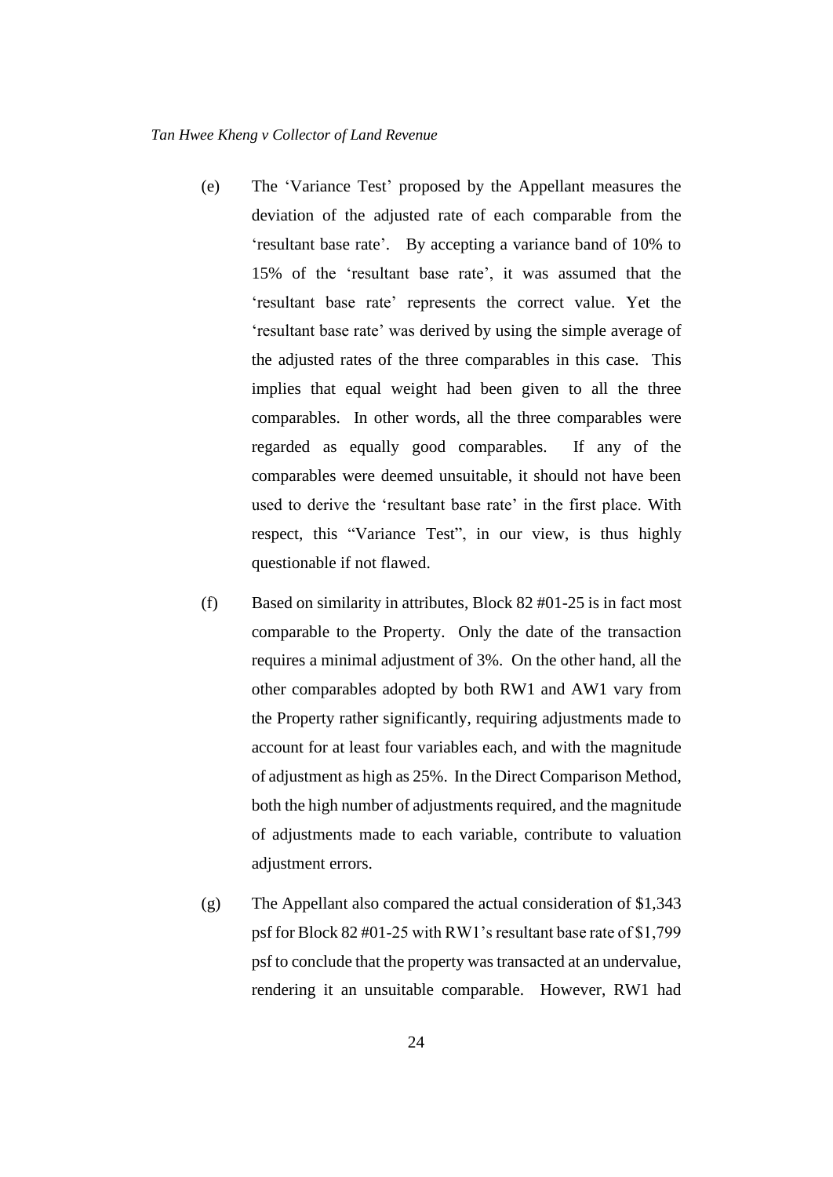(e) The 'Variance Test' proposed by the Appellant measures the deviation of the adjusted rate of each comparable from the 'resultant base rate'. By accepting a variance band of 10% to 15% of the 'resultant base rate', it was assumed that the 'resultant base rate' represents the correct value. Yet the 'resultant base rate' was derived by using the simple average of the adjusted rates of the three comparables in this case. This implies that equal weight had been given to all the three comparables. In other words, all the three comparables were regarded as equally good comparables. If any of the comparables were deemed unsuitable, it should not have been used to derive the 'resultant base rate' in the first place. With respect, this "Variance Test", in our view, is thus highly questionable if not flawed.

(f) Based on similarity in attributes, Block 82 #01-25 is in fact most comparable to the Property. Only the date of the transaction requires a minimal adjustment of 3%. On the other hand, all the other comparables adopted by both RW1 and AW1 vary from the Property rather significantly, requiring adjustments made to account for at least four variables each, and with the magnitude of adjustment as high as 25%. In the Direct Comparison Method, both the high number of adjustments required, and the magnitude of adjustments made to each variable, contribute to valuation adjustment errors.

(g) The Appellant also compared the actual consideration of $1,343 psf for Block 82 #01-25 with RW1's resultant base rate of $1,799 psf to conclude that the property was transacted at an undervalue, rendering it an unsuitable comparable. However, RW1 had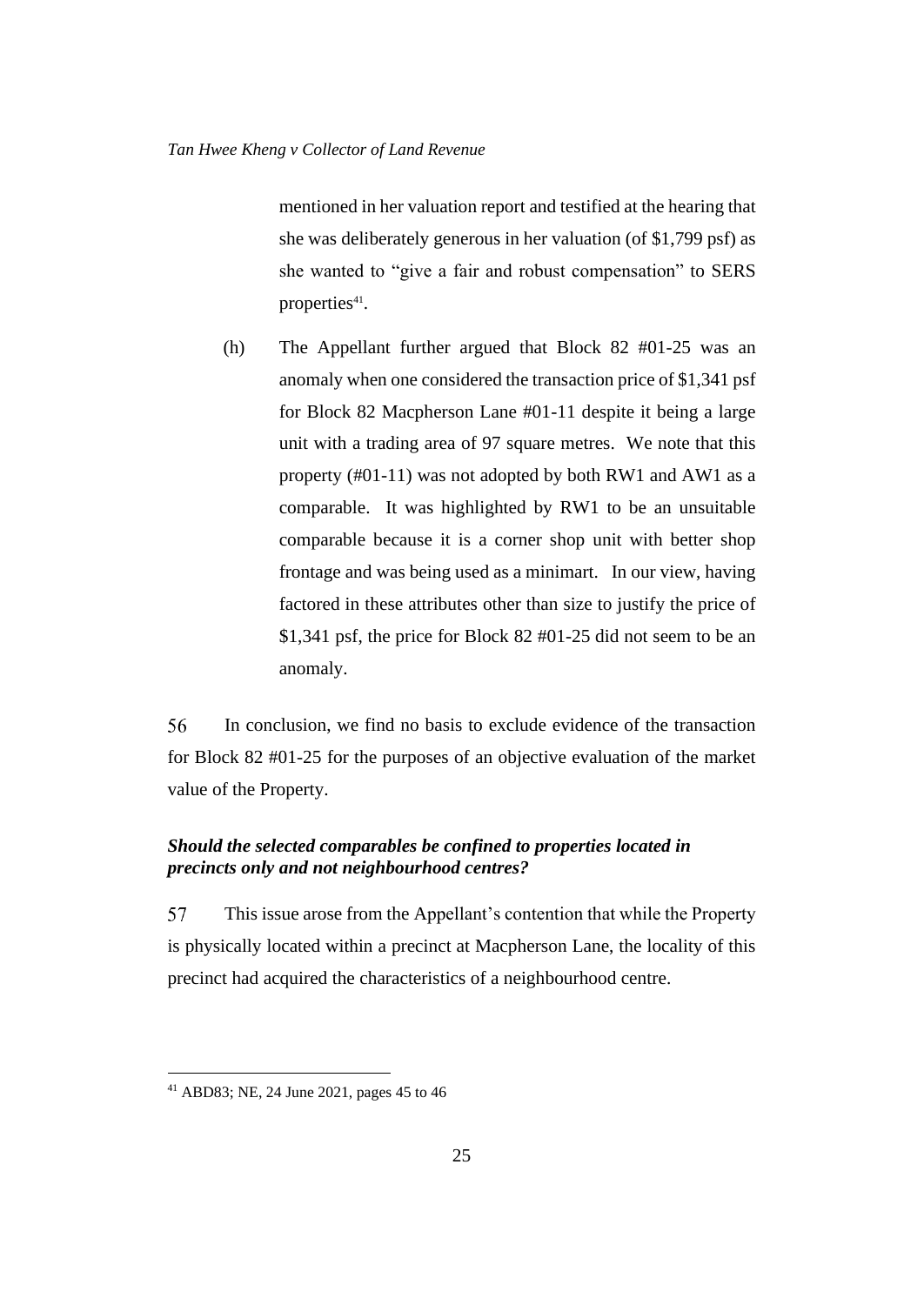mentioned in her valuation report and testified at the hearing that she was deliberately generous in her valuation (of $1,799 psf) as she wanted to "give a fair and robust compensation" to SERS properties[41].

(h) The Appellant further argued that Block 82 #01-25 was an anomaly when one considered the transaction price of $1,341 psf for Block 82 Macpherson Lane #01-11 despite it being a large unit with a trading area of 97 square metres. We note that this property (#01-11) was not adopted by both RW1 and AW1 as a comparable. It was highlighted by RW1 to be an unsuitable comparable because it is a corner shop unit with better shop frontage and was being used as a minimart. In our view, having factored in these attributes other than size to justify the price of $1,341 psf, the price for Block 82 #01-25 did not seem to be an anomaly.

56 In conclusion, we find no basis to exclude evidence of the transaction for Block 82 #01-25 for the purposes of an objective evaluation of the market value of the Property.

### *Should the selected comparables be confined to properties located in precincts only and not neighbourhood centres?*

57 This issue arose from the Appellant's contention that while the Property is physically located within a precinct at Macpherson Lane, the locality of this precinct had acquired the characteristics of a neighbourhood centre.

[41] ABD83; NE, 24 June 2021, pages 45 to 46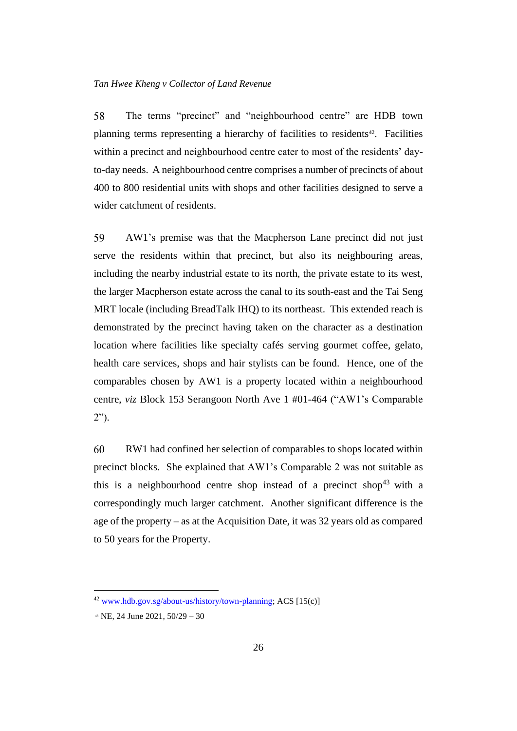58 The terms "precinct" and "neighbourhood centre" are HDB town planning terms representing a hierarchy of facilities to residents[42]. Facilities within a precinct and neighbourhood centre cater to most of the residents' day-to-day needs. A neighbourhood centre comprises a number of precincts of about 400 to 800 residential units with shops and other facilities designed to serve a wider catchment of residents.

59 AW1's premise was that the Macpherson Lane precinct did not just serve the residents within that precinct, but also its neighbouring areas, including the nearby industrial estate to its north, the private estate to its west, the larger Macpherson estate across the canal to its south-east and the Tai Seng MRT locale (including BreadTalk IHQ) to its northeast. This extended reach is demonstrated by the precinct having taken on the character as a destination location where facilities like specialty cafés serving gourmet coffee, gelato, health care services, shops and hair stylists can be found. Hence, one of the comparables chosen by AW1 is a property located within a neighbourhood centre, *viz* Block 153 Serangoon North Ave 1 #01-464 ("AW1's Comparable 2").

60 RW1 had confined her selection of comparables to shops located within precinct blocks. She explained that AW1's Comparable 2 was not suitable as this is a neighbourhood centre shop instead of a precinct shop[43] with a correspondingly much larger catchment. Another significant difference is the age of the property – as at the Acquisition Date, it was 32 years old as compared to 50 years for the Property.

---

[42] www.hdb.gov.sg/about-us/history/town-planning; ACS [15(c)]

[43] NE, 24 June 2021, 50/29 – 30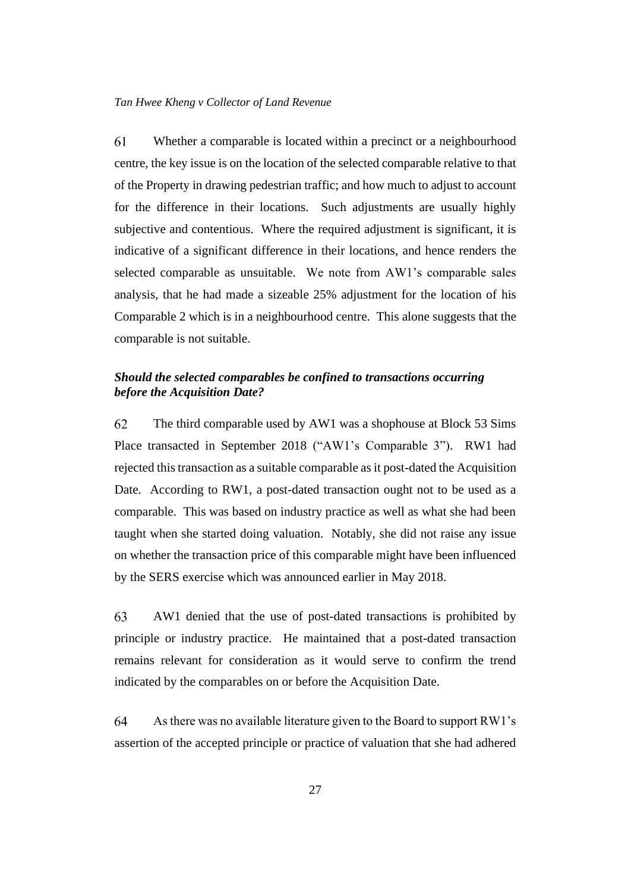61 Whether a comparable is located within a precinct or a neighbourhood centre, the key issue is on the location of the selected comparable relative to that of the Property in drawing pedestrian traffic; and how much to adjust to account for the difference in their locations. Such adjustments are usually highly subjective and contentious. Where the required adjustment is significant, it is indicative of a significant difference in their locations, and hence renders the selected comparable as unsuitable. We note from AW1's comparable sales analysis, that he had made a sizeable 25% adjustment for the location of his Comparable 2 which is in a neighbourhood centre. This alone suggests that the comparable is not suitable.

***Should the selected comparables be confined to transactions occurring before the Acquisition Date?***

62 The third comparable used by AW1 was a shophouse at Block 53 Sims Place transacted in September 2018 ("AW1's Comparable 3"). RW1 had rejected this transaction as a suitable comparable as it post-dated the Acquisition Date. According to RW1, a post-dated transaction ought not to be used as a comparable. This was based on industry practice as well as what she had been taught when she started doing valuation. Notably, she did not raise any issue on whether the transaction price of this comparable might have been influenced by the SERS exercise which was announced earlier in May 2018.

63 AW1 denied that the use of post-dated transactions is prohibited by principle or industry practice. He maintained that a post-dated transaction remains relevant for consideration as it would serve to confirm the trend indicated by the comparables on or before the Acquisition Date.

64 As there was no available literature given to the Board to support RW1's assertion of the accepted principle or practice of valuation that she had adhered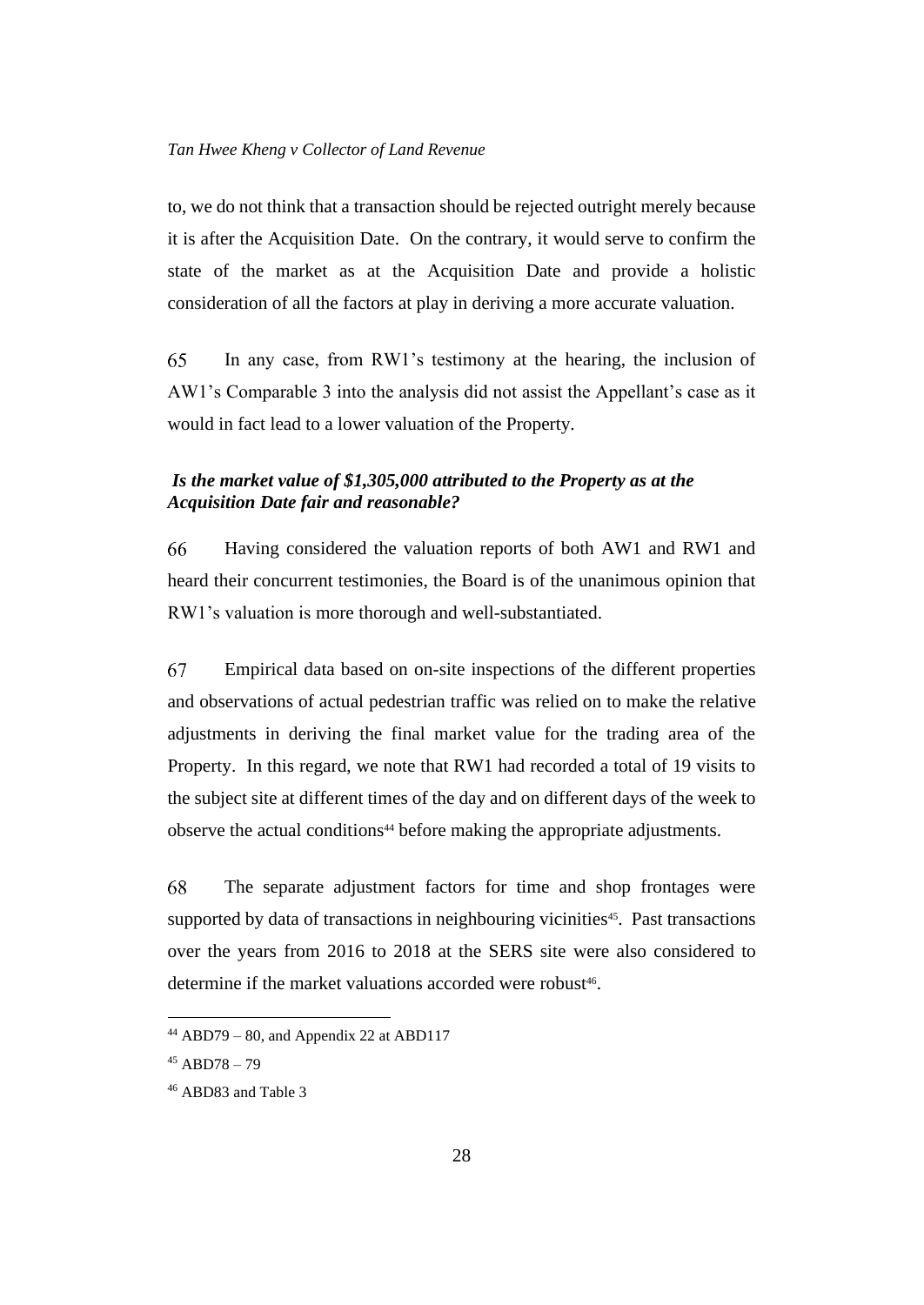to, we do not think that a transaction should be rejected outright merely because it is after the Acquisition Date. On the contrary, it would serve to confirm the state of the market as at the Acquisition Date and provide a holistic consideration of all the factors at play in deriving a more accurate valuation.

65 In any case, from RW1's testimony at the hearing, the inclusion of AW1's Comparable 3 into the analysis did not assist the Appellant's case as it would in fact lead to a lower valuation of the Property.

***Is the market value of $1,305,000 attributed to the Property as at the Acquisition Date fair and reasonable?***

66 Having considered the valuation reports of both AW1 and RW1 and heard their concurrent testimonies, the Board is of the unanimous opinion that RW1's valuation is more thorough and well-substantiated.

67 Empirical data based on on-site inspections of the different properties and observations of actual pedestrian traffic was relied on to make the relative adjustments in deriving the final market value for the trading area of the Property. In this regard, we note that RW1 had recorded a total of 19 visits to the subject site at different times of the day and on different days of the week to observe the actual conditions[44] before making the appropriate adjustments.

68 The separate adjustment factors for time and shop frontages were supported by data of transactions in neighbouring vicinities[45]. Past transactions over the years from 2016 to 2018 at the SERS site were also considered to determine if the market valuations accorded were robust[46].

---

[44] ABD79 – 80, and Appendix 22 at ABD117

[45] ABD78 – 79

[46] ABD83 and Table 3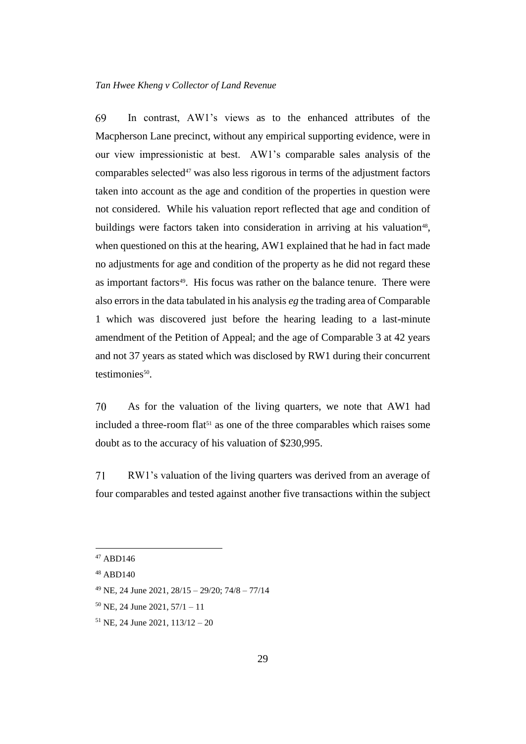69 In contrast, AW1's views as to the enhanced attributes of the Macpherson Lane precinct, without any empirical supporting evidence, were in our view impressionistic at best. AW1's comparable sales analysis of the comparables selected[47] was also less rigorous in terms of the adjustment factors taken into account as the age and condition of the properties in question were not considered. While his valuation report reflected that age and condition of buildings were factors taken into consideration in arriving at his valuation[48], when questioned on this at the hearing, AW1 explained that he had in fact made no adjustments for age and condition of the property as he did not regard these as important factors[49]. His focus was rather on the balance tenure. There were also errors in the data tabulated in his analysis *eg* the trading area of Comparable 1 which was discovered just before the hearing leading to a last-minute amendment of the Petition of Appeal; and the age of Comparable 3 at 42 years and not 37 years as stated which was disclosed by RW1 during their concurrent testimonies[50].

70 As for the valuation of the living quarters, we note that AW1 had included a three-room flat[51] as one of the three comparables which raises some doubt as to the accuracy of his valuation of $230,995.

71 RW1's valuation of the living quarters was derived from an average of four comparables and tested against another five transactions within the subject

---

[47] ABD146

[48] ABD140

[49] NE, 24 June 2021, 28/15 – 29/20; 74/8 – 77/14

[50] NE, 24 June 2021, 57/1 – 11

[51] NE, 24 June 2021, 113/12 – 20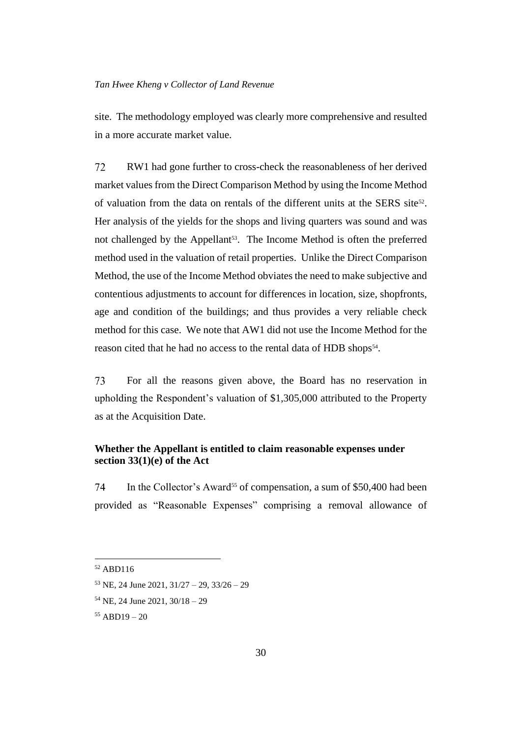site. The methodology employed was clearly more comprehensive and resulted in a more accurate market value.

72 RW1 had gone further to cross-check the reasonableness of her derived market values from the Direct Comparison Method by using the Income Method of valuation from the data on rentals of the different units at the SERS site[52]. Her analysis of the yields for the shops and living quarters was sound and was not challenged by the Appellant[53]. The Income Method is often the preferred method used in the valuation of retail properties. Unlike the Direct Comparison Method, the use of the Income Method obviates the need to make subjective and contentious adjustments to account for differences in location, size, shopfronts, age and condition of the buildings; and thus provides a very reliable check method for this case. We note that AW1 did not use the Income Method for the reason cited that he had no access to the rental data of HDB shops[54].

73 For all the reasons given above, the Board has no reservation in upholding the Respondent's valuation of $1,305,000 attributed to the Property as at the Acquisition Date.

### Whether the Appellant is entitled to claim reasonable expenses under section 33(1)(e) of the Act

74 In the Collector's Award[55] of compensation, a sum of $50,400 had been provided as "Reasonable Expenses" comprising a removal allowance of

---

[52] ABD116

[53] NE, 24 June 2021, 31/27 – 29, 33/26 – 29

[54] NE, 24 June 2021, 30/18 – 29

[55] ABD19 – 20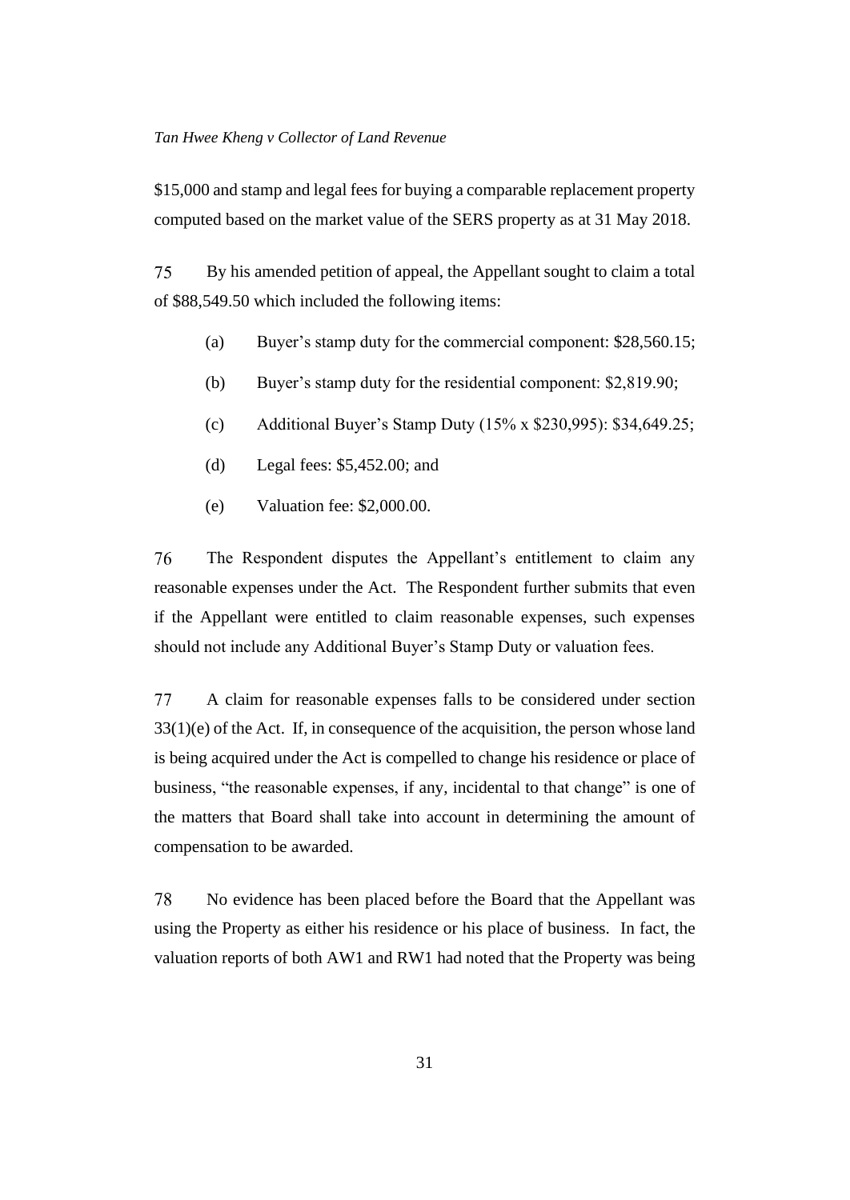$15,000 and stamp and legal fees for buying a comparable replacement property computed based on the market value of the SERS property as at 31 May 2018.

75 By his amended petition of appeal, the Appellant sought to claim a total of $88,549.50 which included the following items:

(a) Buyer's stamp duty for the commercial component: $28,560.15;

(b) Buyer's stamp duty for the residential component: $2,819.90;

(c) Additional Buyer's Stamp Duty (15% x $230,995): $34,649.25;

(d) Legal fees: $5,452.00; and

(e) Valuation fee: $2,000.00.

76 The Respondent disputes the Appellant's entitlement to claim any reasonable expenses under the Act. The Respondent further submits that even if the Appellant were entitled to claim reasonable expenses, such expenses should not include any Additional Buyer's Stamp Duty or valuation fees.

77 A claim for reasonable expenses falls to be considered under section 33(1)(e) of the Act. If, in consequence of the acquisition, the person whose land is being acquired under the Act is compelled to change his residence or place of business, "the reasonable expenses, if any, incidental to that change" is one of the matters that Board shall take into account in determining the amount of compensation to be awarded.

78 No evidence has been placed before the Board that the Appellant was using the Property as either his residence or his place of business. In fact, the valuation reports of both AW1 and RW1 had noted that the Property was being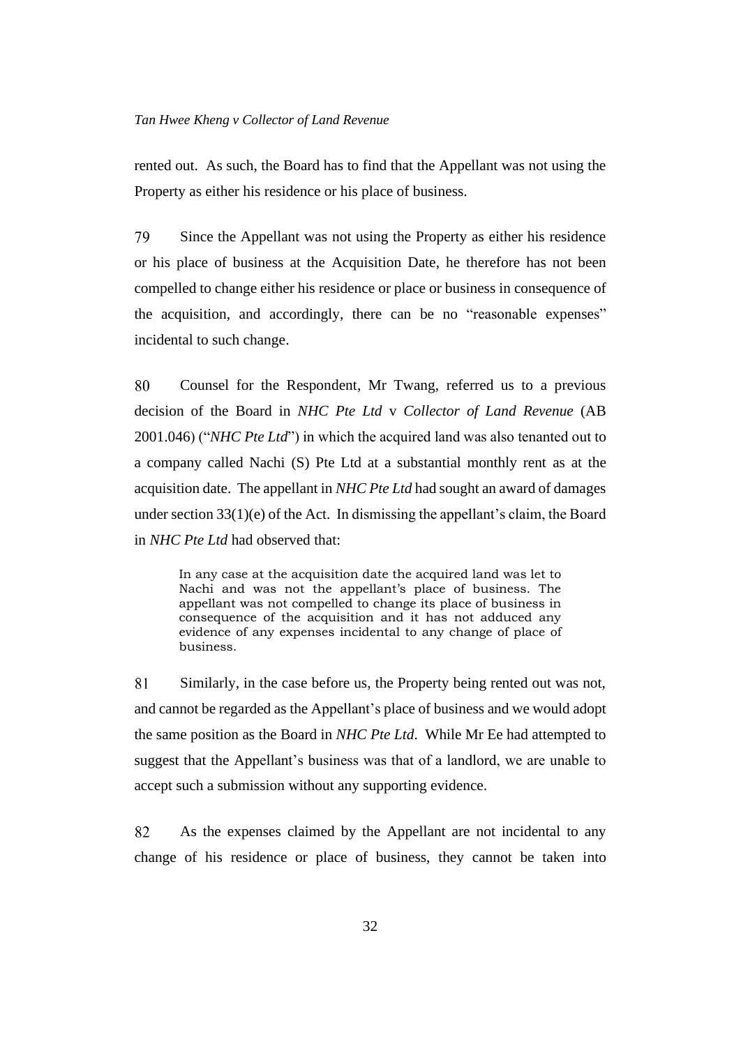rented out. As such, the Board has to find that the Appellant was not using the Property as either his residence or his place of business.

79 Since the Appellant was not using the Property as either his residence or his place of business at the Acquisition Date, he therefore has not been compelled to change either his residence or place or business in consequence of the acquisition, and accordingly, there can be no "reasonable expenses" incidental to such change.

80 Counsel for the Respondent, Mr Twang, referred us to a previous decision of the Board in *NHC Pte Ltd* v *Collector of Land Revenue* (AB 2001.046) ("*NHC Pte Ltd*") in which the acquired land was also tenanted out to a company called Nachi (S) Pte Ltd at a substantial monthly rent as at the acquisition date. The appellant in *NHC Pte Ltd* had sought an award of damages under section 33(1)(e) of the Act. In dismissing the appellant's claim, the Board in *NHC Pte Ltd* had observed that:

> In any case at the acquisition date the acquired land was let to Nachi and was not the appellant's place of business. The appellant was not compelled to change its place of business in consequence of the acquisition and it has not adduced any evidence of any expenses incidental to any change of place of business.

81 Similarly, in the case before us, the Property being rented out was not, and cannot be regarded as the Appellant's place of business and we would adopt the same position as the Board in *NHC Pte Ltd*. While Mr Ee had attempted to suggest that the Appellant's business was that of a landlord, we are unable to accept such a submission without any supporting evidence.

82 As the expenses claimed by the Appellant are not incidental to any change of his residence or place of business, they cannot be taken into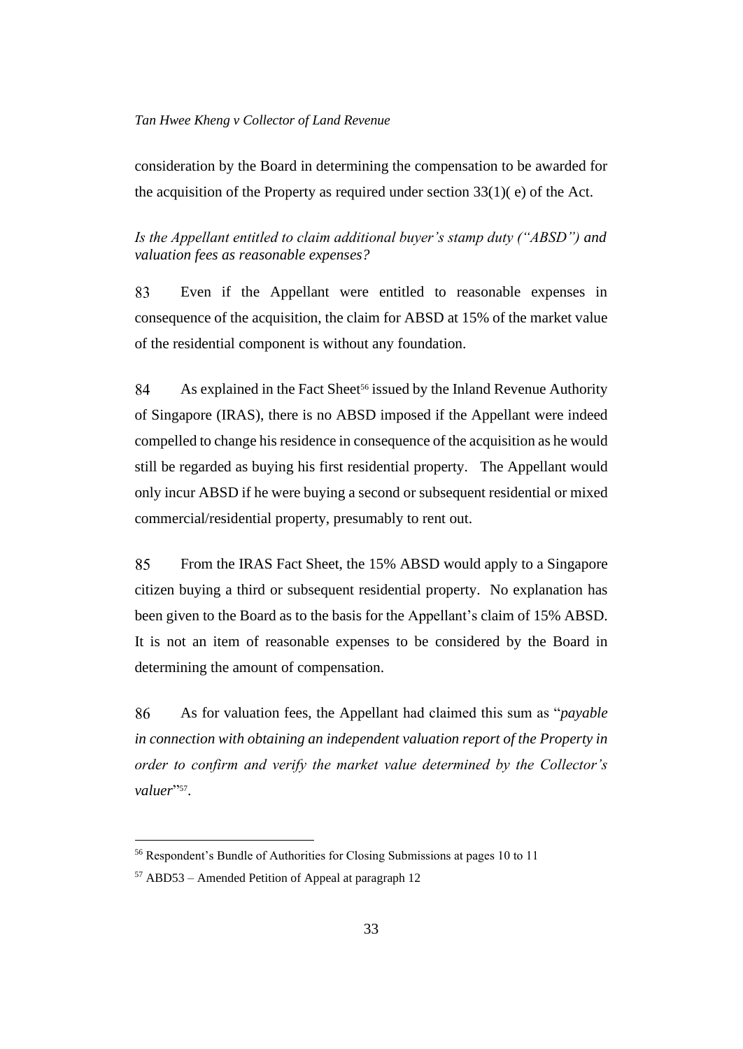consideration by the Board in determining the compensation to be awarded for the acquisition of the Property as required under section 33(1)( e) of the Act.

*Is the Appellant entitled to claim additional buyer's stamp duty ("ABSD") and valuation fees as reasonable expenses?*

83 Even if the Appellant were entitled to reasonable expenses in consequence of the acquisition, the claim for ABSD at 15% of the market value of the residential component is without any foundation.

84 As explained in the Fact Sheet[56] issued by the Inland Revenue Authority of Singapore (IRAS), there is no ABSD imposed if the Appellant were indeed compelled to change his residence in consequence of the acquisition as he would still be regarded as buying his first residential property. The Appellant would only incur ABSD if he were buying a second or subsequent residential or mixed commercial/residential property, presumably to rent out.

85 From the IRAS Fact Sheet, the 15% ABSD would apply to a Singapore citizen buying a third or subsequent residential property. No explanation has been given to the Board as to the basis for the Appellant's claim of 15% ABSD. It is not an item of reasonable expenses to be considered by the Board in determining the amount of compensation.

86 As for valuation fees, the Appellant had claimed this sum as "*payable in connection with obtaining an independent valuation report of the Property in order to confirm and verify the market value determined by the Collector's valuer*"[57].

---

[56] Respondent's Bundle of Authorities for Closing Submissions at pages 10 to 11

[57] ABD53 – Amended Petition of Appeal at paragraph 12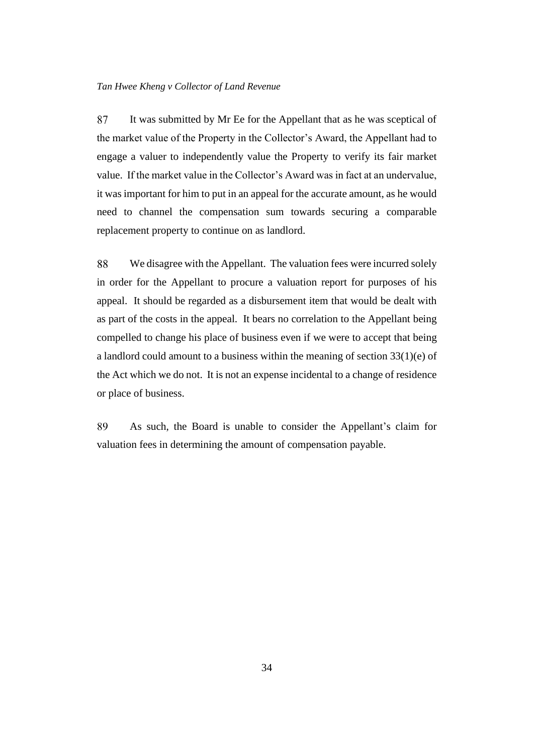87 It was submitted by Mr Ee for the Appellant that as he was sceptical of the market value of the Property in the Collector's Award, the Appellant had to engage a valuer to independently value the Property to verify its fair market value. If the market value in the Collector's Award was in fact at an undervalue, it was important for him to put in an appeal for the accurate amount, as he would need to channel the compensation sum towards securing a comparable replacement property to continue on as landlord.

88 We disagree with the Appellant. The valuation fees were incurred solely in order for the Appellant to procure a valuation report for purposes of his appeal. It should be regarded as a disbursement item that would be dealt with as part of the costs in the appeal. It bears no correlation to the Appellant being compelled to change his place of business even if we were to accept that being a landlord could amount to a business within the meaning of section 33(1)(e) of the Act which we do not. It is not an expense incidental to a change of residence or place of business.

89 As such, the Board is unable to consider the Appellant's claim for valuation fees in determining the amount of compensation payable.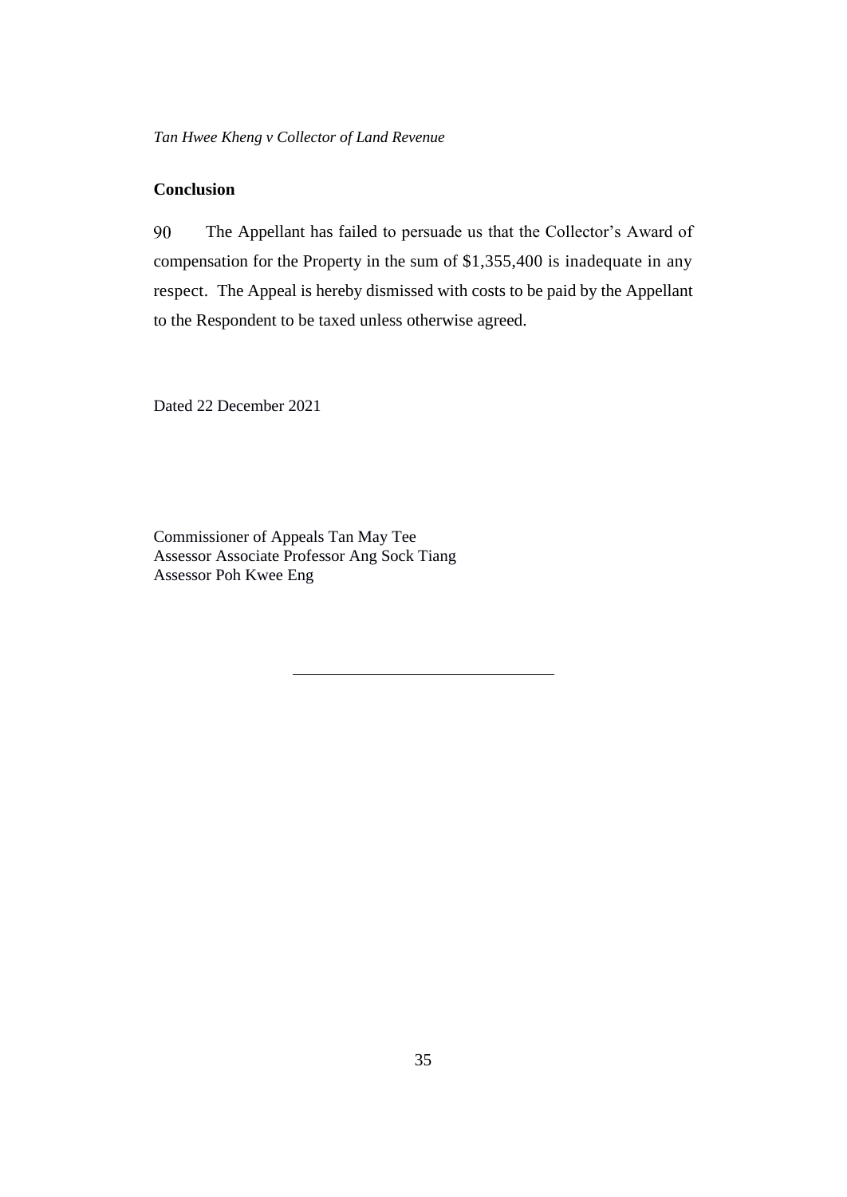## Conclusion

90 The Appellant has failed to persuade us that the Collector's Award of compensation for the Property in the sum of $1,355,400 is inadequate in any respect. The Appeal is hereby dismissed with costs to be paid by the Appellant to the Respondent to be taxed unless otherwise agreed.

Dated 22 December 2021

Commissioner of Appeals Tan May Tee
Assessor Associate Professor Ang Sock Tiang
Assessor Poh Kwee Eng